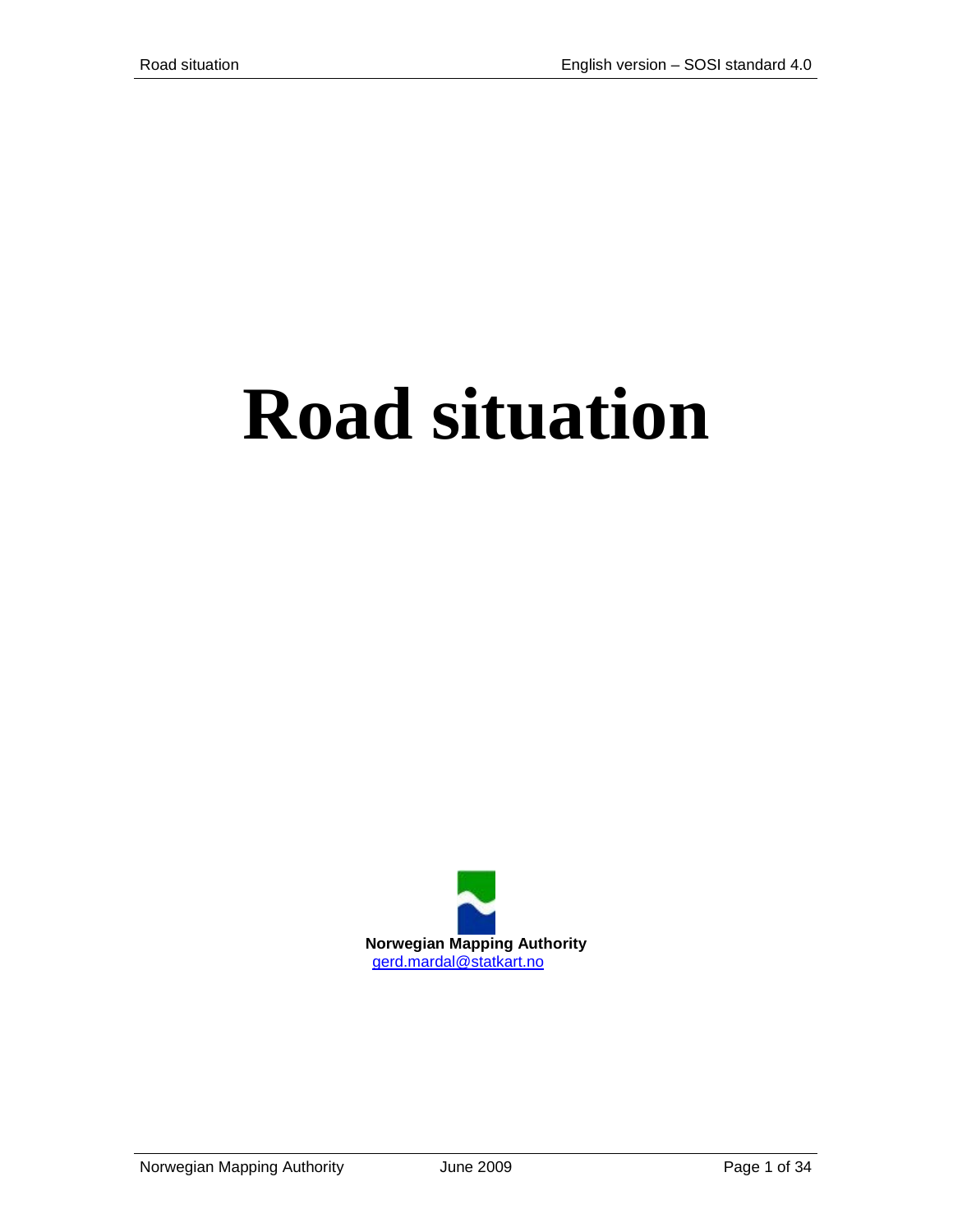# Road situation

**Norwegian Mapping Authority**
gerd.mardal@statkart.no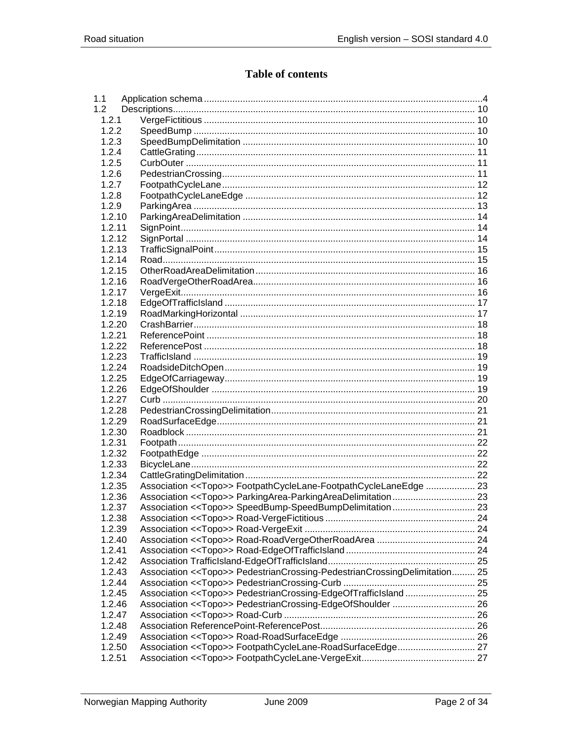# Table of contents

1.1 Application schema ....................................................................................................4
1.2 Descriptions.................................................................................................... 10
  1.2.1 VergeFictitious ........................................................................................ 10
  1.2.2 SpeedBump ............................................................................................ 10
  1.2.3 SpeedBumpDelimitation ......................................................................... 10
  1.2.4 CattleGrating........................................................................................... 11
  1.2.5 CurbOuter ............................................................................................... 11
  1.2.6 PedestrianCrossing................................................................................. 11
  1.2.7 FootpathCycleLane................................................................................. 12
  1.2.8 FootpathCycleLaneEdge ........................................................................ 12
  1.2.9 ParkingArea ............................................................................................ 13
  1.2.10 ParkingAreaDelimitation ......................................................................... 14
  1.2.11 SignPoint................................................................................................. 14
  1.2.12 SignPortal ............................................................................................... 14
  1.2.13 TrafficSignalPoint.................................................................................... 15
  1.2.14 Road........................................................................................................ 15
  1.2.15 OtherRoadAreaDelimitation.................................................................... 16
  1.2.16 RoadVergeOtherRoadArea..................................................................... 16
  1.2.17 VergeExit................................................................................................. 16
  1.2.18 EdgeOfTrafficIsland ................................................................................ 17
  1.2.19 RoadMarkingHorizontal .......................................................................... 17
  1.2.20 CrashBarrier............................................................................................ 18
  1.2.21 ReferencePoint ....................................................................................... 18
  1.2.22 ReferencePost ........................................................................................ 18
  1.2.23 TrafficIsland ............................................................................................ 19
  1.2.24 RoadsideDitchOpen................................................................................ 19
  1.2.25 EdgeOfCarriageway................................................................................ 19
  1.2.26 EdgeOfShoulder ..................................................................................... 19
  1.2.27 Curb ........................................................................................................ 20
  1.2.28 PedestrianCrossingDelimitation.............................................................. 21
  1.2.29 RoadSurfaceEdge................................................................................... 21
  1.2.30 Roadblock ............................................................................................... 21
  1.2.31 Footpath.................................................................................................. 22
  1.2.32 FootpathEdge ......................................................................................... 22
  1.2.33 BicycleLane............................................................................................. 22
  1.2.34 CattleGratingDelimitation........................................................................ 22
  1.2.35 Association <<Topo>> FootpathCycleLane-FootpathCycleLaneEdge ................... 23
  1.2.36 Association <<Topo>> ParkingArea-ParkingAreaDelimitation................................ 23
  1.2.37 Association <<Topo>> SpeedBump-SpeedBumpDelimitation................................ 23
  1.2.38 Association <<Topo>> Road-VergeFictitious......................................................... 24
  1.2.39 Association <<Topo>> Road-VergeExit ................................................................. 24
  1.2.40 Association <<Topo>> Road-RoadVergeOtherRoadArea ...................................... 24
  1.2.41 Association <<Topo>> Road-EdgeOfTrafficIsland.................................................. 24
  1.2.42 Association TrafficIsland-EdgeOfTrafficIsland........................................................ 25
  1.2.43 Association <<Topo>> PedestrianCrossing-PedestrianCrossingDelimitation......... 25
  1.2.44 Association <<Topo>> PedestrianCrossing-Curb .................................................. 25
  1.2.45 Association <<Topo>> PedestrianCrossing-EdgeOfTrafficIsland........................... 25
  1.2.46 Association <<Topo>> PedestrianCrossing-EdgeOfShoulder ................................ 26
  1.2.47 Association <<Topo>> Road-Curb ......................................................................... 26
  1.2.48 Association ReferencePoint-ReferencePost........................................................... 26
  1.2.49 Association <<Topo>> Road-RoadSurfaceEdge .................................................... 26
  1.2.50 Association <<Topo>> FootpathCycleLane-RoadSurfaceEdge.............................. 27
  1.2.51 Association <<Topo>> FootpathCycleLane-VergeExit............................................ 27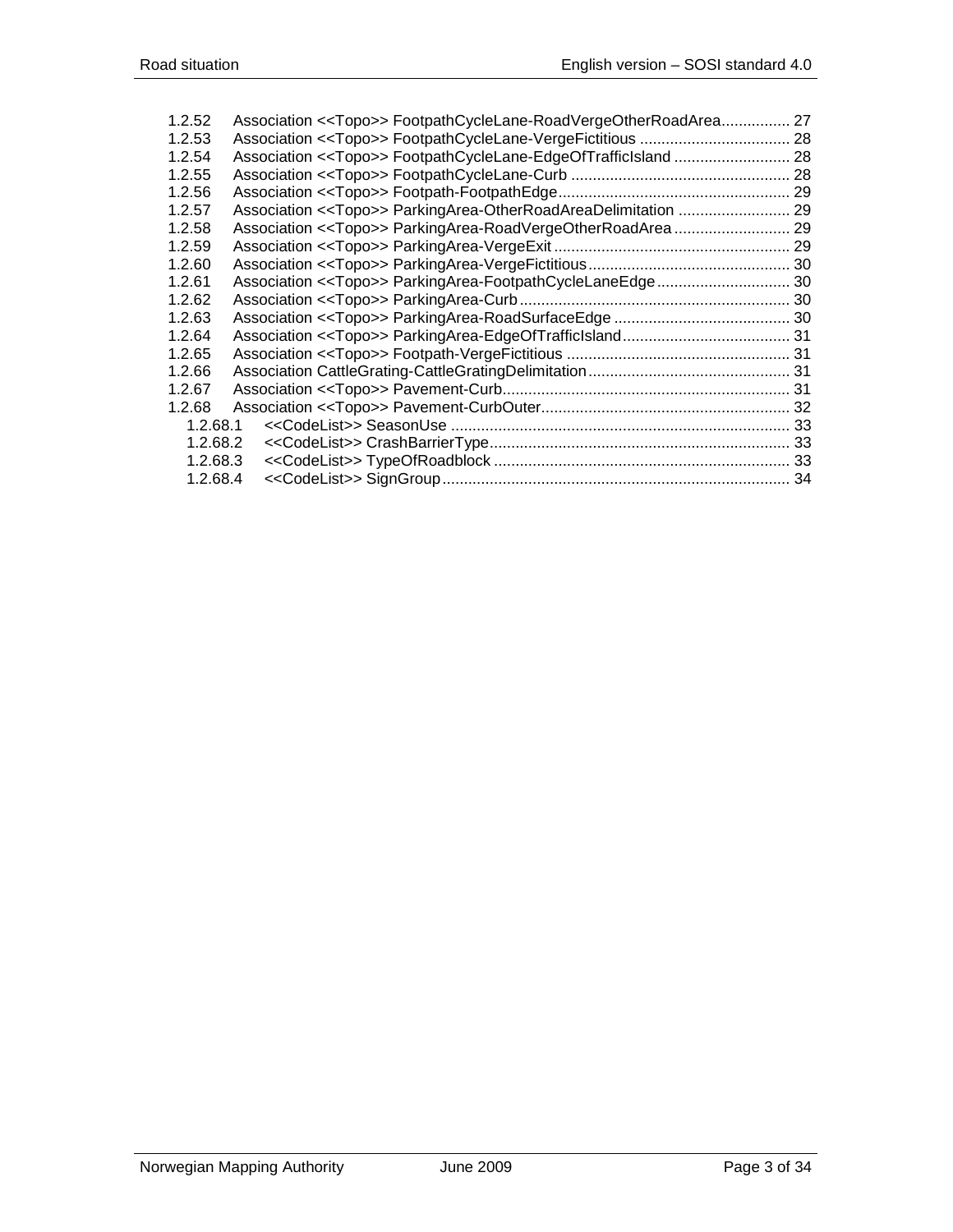1.2.52 Association <<Topo>> FootpathCycleLane-RoadVergeOtherRoadArea................ 27
1.2.53 Association <<Topo>> FootpathCycleLane-VergeFictitious ................................... 28
1.2.54 Association <<Topo>> FootpathCycleLane-EdgeOfTrafficIsland ........................... 28
1.2.55 Association <<Topo>> FootpathCycleLane-Curb ................................................... 28
1.2.56 Association <<Topo>> Footpath-FootpathEdge...................................................... 29
1.2.57 Association <<Topo>> ParkingArea-OtherRoadAreaDelimitation .......................... 29
1.2.58 Association <<Topo>> ParkingArea-RoadVergeOtherRoadArea ........................... 29
1.2.59 Association <<Topo>> ParkingArea-VergeExit ....................................................... 29
1.2.60 Association <<Topo>> ParkingArea-VergeFictitious............................................... 30
1.2.61 Association <<Topo>> ParkingArea-FootpathCycleLaneEdge............................... 30
1.2.62 Association <<Topo>> ParkingArea-Curb............................................................... 30
1.2.63 Association <<Topo>> ParkingArea-RoadSurfaceEdge ......................................... 30
1.2.64 Association <<Topo>> ParkingArea-EdgeOfTrafficIsland....................................... 31
1.2.65 Association <<Topo>> Footpath-VergeFictitious .................................................... 31
1.2.66 Association CattleGrating-CattleGratingDelimitation............................................... 31
1.2.67 Association <<Topo>> Pavement-Curb................................................................... 31
1.2.68 Association <<Topo>> Pavement-CurbOuter.......................................................... 32
  1.2.68.1 <<CodeList>> SeasonUse ............................................................................... 33
  1.2.68.2 <<CodeList>> CrashBarrierType...................................................................... 33
  1.2.68.3 <<CodeList>> TypeOfRoadblock ..................................................................... 33
  1.2.68.4 <<CodeList>> SignGroup................................................................................. 34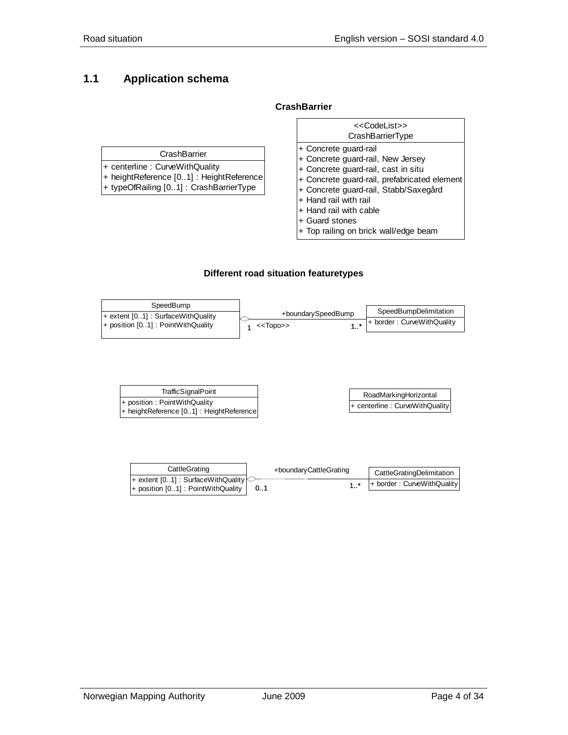## 1.1 Application schema

**CrashBarrier**

| CrashBarrier |
| --- |
| + centerline : CurveWithQuality |
| + heightReference [0..1] : HeightReference |
| + typeOfRailing [0..1] : CrashBarrierType |

| <<CodeList>> CrashBarrierType |
| --- |
| + Concrete guard-rail |
| + Concrete guard-rail, New Jersey |
| + Concrete guard-rail, cast in situ |
| + Concrete guard-rail, prefabricated element |
| + Concrete guard-rail, Stabb/Saxegård |
| + Hand rail with rail |
| + Hand rail with cable |
| + Guard stones |
| + Top railing on brick wall/edge beam |

**Different road situation featuretypes**

| SpeedBump |
| --- |
| + extent [0..1] : SurfaceWithQuality |
| + position [0..1] : PointWithQuality |

+boundarySpeedBump (1 — 1..*) <<Topo>>

| SpeedBumpDelimitation |
| --- |
| + border : CurveWithQuality |

| TrafficSignalPoint |
| --- |
| + position : PointWithQuality |
| + heightReference [0..1] : HeightReference |

| RoadMarkingHorizontal |
| --- |
| + centerline : CurveWithQuality |

| CattleGrating |
| --- |
| + extent [0..1] : SurfaceWithQuality |
| + position [0..1] : PointWithQuality |

+boundaryCattleGrating (0..1 — 1..*)

| CattleGratingDelimitation |
| --- |
| + border : CurveWithQuality |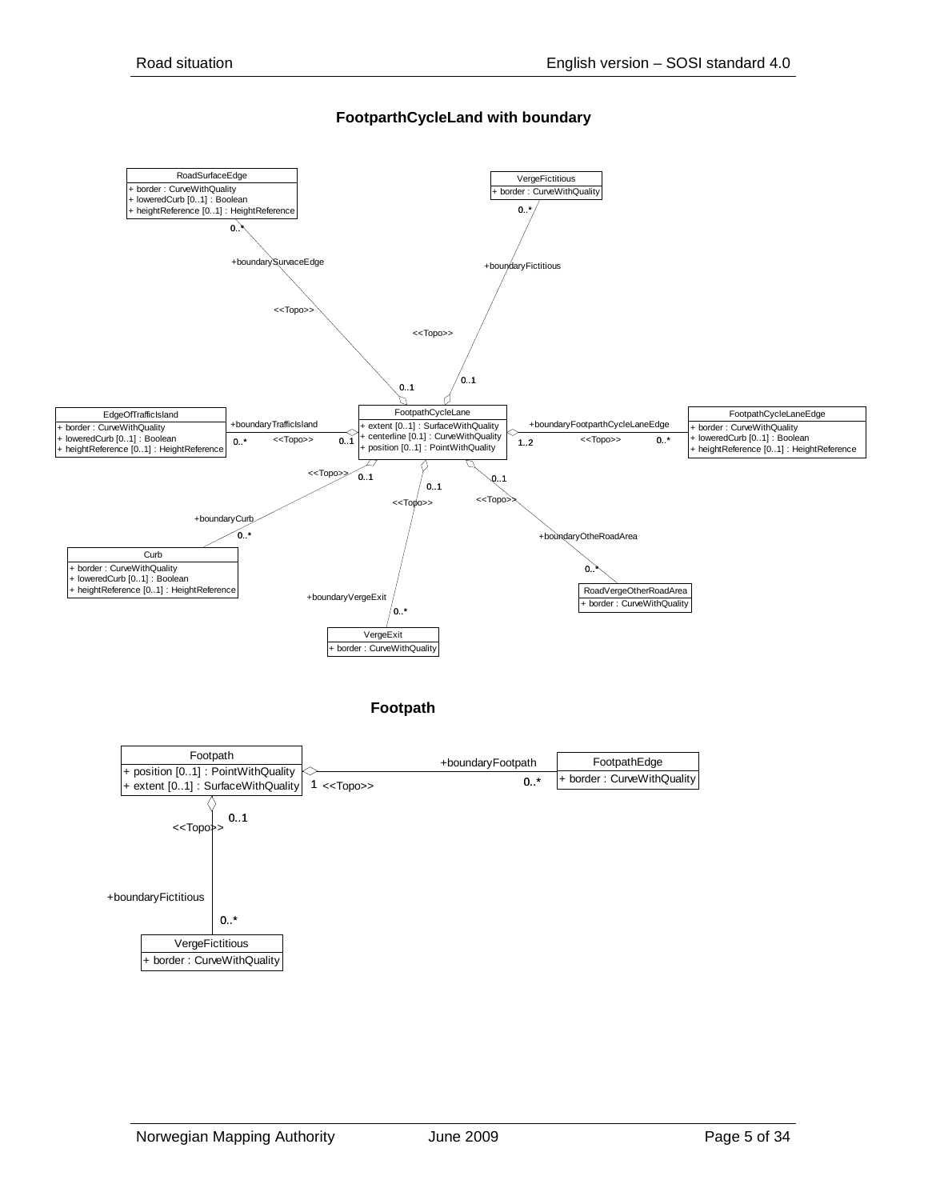## FootparthCycleLand with boundary

RoadSurfaceEdge
+ border : CurveWithQuality
+ loweredCurb [0..1] : Boolean
+ heightReference [0..1] : HeightReference

VergeFictitious
+ border : CurveWithQuality

EdgeOfTrafficIsland
+ border : CurveWithQuality
+ loweredCurb [0..1] : Boolean
+ heightReference [0..1] : HeightReference

FootpathCycleLane
+ extent [0..1] : SurfaceWithQuality
+ centerline [0.1] : CurveWithQuality
+ position [0..1] : PointWithQuality

FootpathCycleLaneEdge
+ border : CurveWithQuality
+ loweredCurb [0..1] : Boolean
+ heightReference [0..1] : HeightReference

Curb
+ border : CurveWithQuality
+ loweredCurb [0..1] : Boolean
+ heightReference [0..1] : HeightReference

RoadVergeOtherRoadArea
+ border : CurveWithQuality

VergeExit
+ border : CurveWithQuality

+boundarySurvaceEdge 0..* <<Topo>> 0..1
+boundaryFictitious 0..* <<Topo>> 0..1
+boundaryTrafficIsland 0..* <<Topo>> 0..1
+boundaryFootparthCycleLaneEdge 1..2 <<Topo>> 0..*
+boundaryCurb 0..* <<Topo>> 0..1
+boundaryVergeExit 0..* <<Topo>> 0..1
+boundaryOtheRoadArea 0..* <<Topo>> 0..1

## Footpath

Footpath
+ position [0..1] : PointWithQuality
+ extent [0..1] : SurfaceWithQuality

FootpathEdge
+ border : CurveWithQuality

VergeFictitious
+ border : CurveWithQuality

+boundaryFootpath 1 <<Topo>> 0..*
+boundaryFictitious 0..1 <<Topo>> 0..*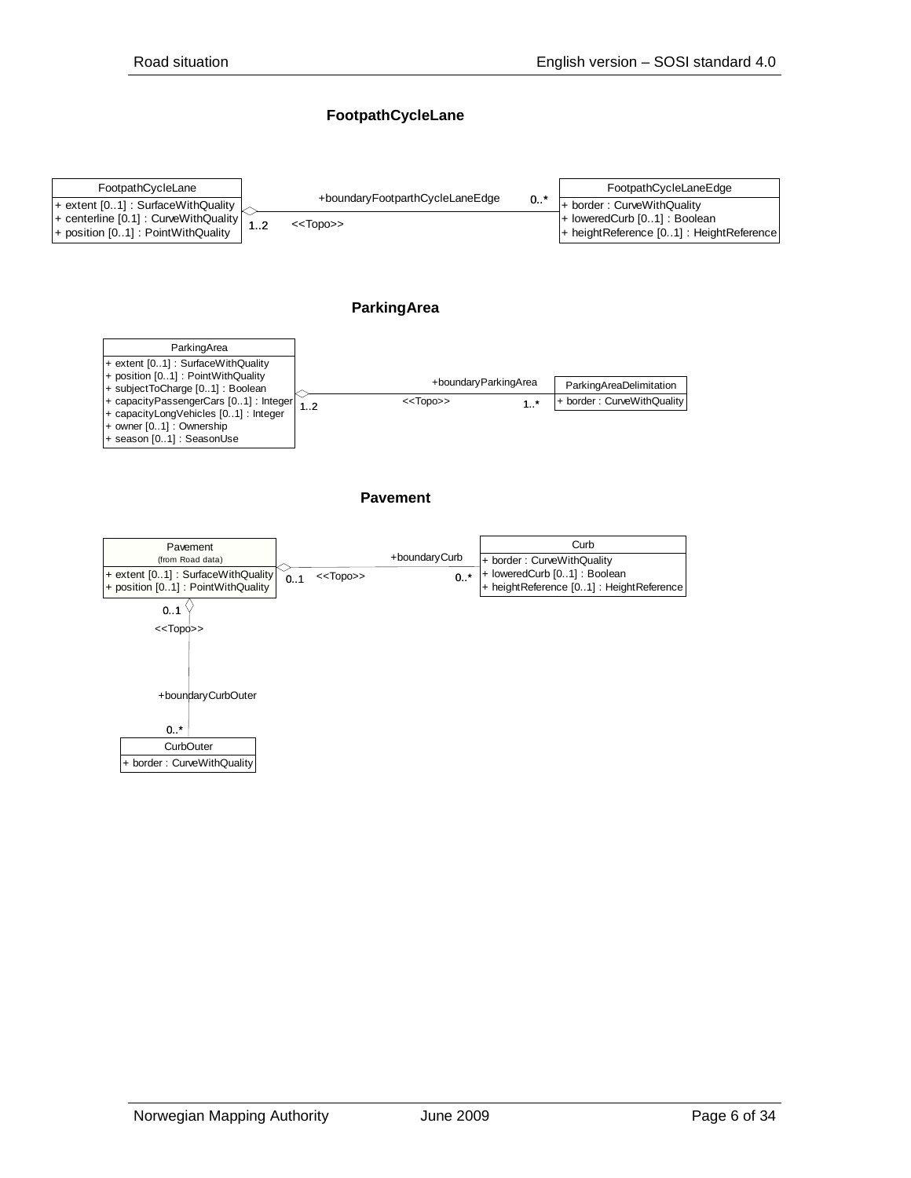### FootpathCycleLane

FootpathCycleLane
+ extent [0..1] : SurfaceWithQuality
+ centerline [0.1] : CurveWithQuality
+ position [0..1] : PointWithQuality

+boundaryFootparthCycleLaneEdge 0..* 1..2 <<Topo>>

FootpathCycleLaneEdge
+ border : CurveWithQuality
+ loweredCurb [0..1] : Boolean
+ heightReference [0..1] : HeightReference

### ParkingArea

ParkingArea
+ extent [0..1] : SurfaceWithQuality
+ position [0..1] : PointWithQuality
+ subjectToCharge [0..1] : Boolean
+ capacityPassengerCars [0..1] : Integer
+ capacityLongVehicles [0..1] : Integer
+ owner [0..1] : Ownership
+ season [0..1] : SeasonUse

+boundaryParkingArea <<Topo>> 1..2 1..*

ParkingAreaDelimitation
+ border : CurveWithQuality

### Pavement

Pavement (from Road data)
+ extent [0..1] : SurfaceWithQuality
+ position [0..1] : PointWithQuality

+boundaryCurb 0..1 <<Topo>> 0..*

Curb
+ border : CurveWithQuality
+ loweredCurb [0..1] : Boolean
+ heightReference [0..1] : HeightReference

0..1 <<Topo>> +boundaryCurbOuter 0..*

CurbOuter
+ border : CurveWithQuality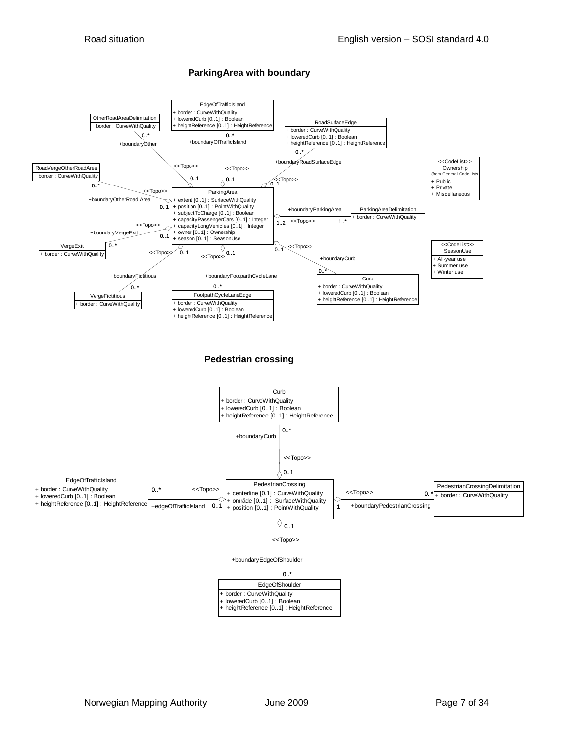### ParkingArea with boundary

EdgeOfTrafficIsland
+ border : CurveWithQuality
+ loweredCurb [0..1] : Boolean
+ heightReference [0..1] : HeightReference

OtherRoadAreaDelimitation
+ border : CurveWithQuality

RoadSurfaceEdge
+ border : CurveWithQuality
+ loweredCurb [0..1] : Boolean
+ heightReference [0..1] : HeightReference

RoadVergeOtherRoadArea
+ border : CurveWithQuality

<<CodeList>>
Ownership
(from General CodeLists)
+ Public
+ Private
+ Miscellaneous

ParkingArea
+ extent [0..1] : SurfaceWithQuality
+ position [0..1] : PointWithQuality
+ subjectToCharge [0..1] : Boolean
+ capacityPassengerCars [0..1] : Integer
+ capacityLongVehicles [0..1] : Integer
+ owner [0..1] : Ownership
+ season [0..1] : SeasonUse

ParkingAreaDelimitation
+ border : CurveWithQuality

VergeExit
+ border : CurveWithQuality

<<CodeList>>
SeasonUse
+ All-year use
+ Summer use
+ Winter use

Curb
+ border : CurveWithQuality
+ loweredCurb [0..1] : Boolean
+ heightReference [0..1] : HeightReference

VergeFictitious
+ border : CurveWithQuality

FootpathCycleLaneEdge
+ border : CurveWithQuality
+ loweredCurb [0..1] : Boolean
+ heightReference [0..1] : HeightReference

Associations (<<Topo>>): +boundaryOther 0..* – 0..1; +boundaryOfTrafficIsland 0..* – 0..1; +boundaryRoadSurfaceEdge 0..* – 0..1; +boundaryOtherRoad Area 0..* – 0..1; +boundaryParkingArea 1..* – 1..2; +boundaryVergeExit 0..* – 0..1; +boundaryCurb 0..* – 0..1; +boundaryFictitious 0..* – 0..1; +boundaryFootparthCycleLane 0..* – 0..1

### Pedestrian crossing

Curb
+ border : CurveWithQuality
+ loweredCurb [0..1] : Boolean
+ heightReference [0..1] : HeightReference

EdgeOfTrafficIsland
+ border : CurveWithQuality
+ loweredCurb [0..1] : Boolean
+ heightReference [0..1] : HeightReference

PedestrianCrossing
+ centerline [0.1] : CurveWithQuality
+ område [0..1] : SurfaceWithQuality
+ position [0..1] : PointWithQuality

PedestrianCrossingDelimitation
+ border : CurveWithQuality

EdgeOfShoulder
+ border : CurveWithQuality
+ loweredCurb [0..1] : Boolean
+ heightReference [0..1] : HeightReference

Associations (<<Topo>>): +boundaryCurb 0..* – 0..1; +edgeOfTrafficIsland 0..* – 0..1; +boundaryPedestrianCrossing 0..* – 1; +boundaryEdgeOfShoulder 0..* – 0..1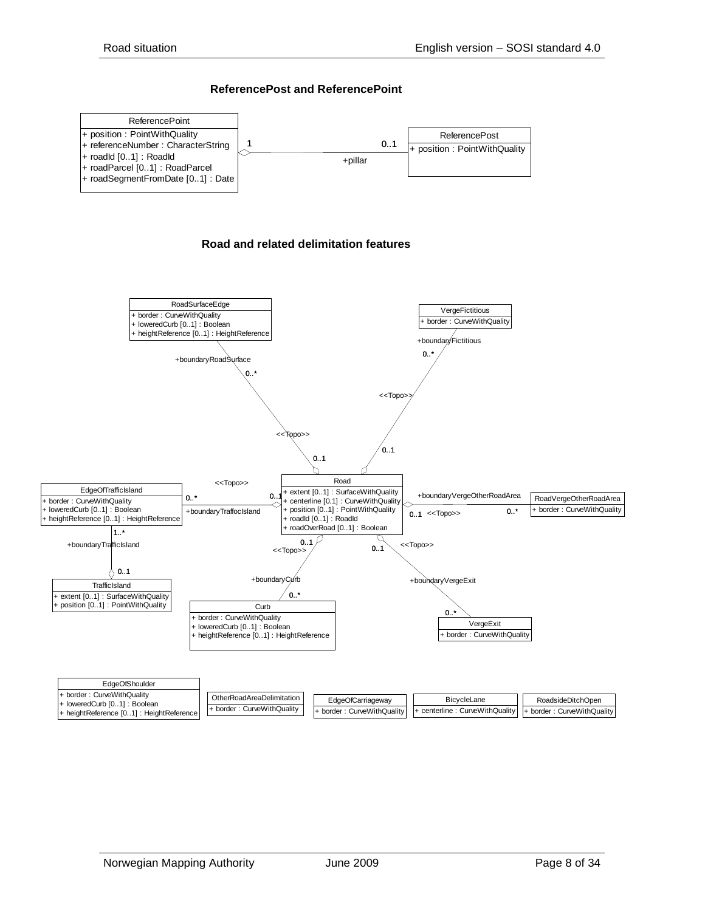### ReferencePost and ReferencePoint

**ReferencePoint**
- + position : PointWithQuality
- + referenceNumber : CharacterString
- + roadId [0..1] : RoadId
- + roadParcel [0..1] : RoadParcel
- + roadSegmentFromDate [0..1] : Date

**ReferencePost**
- + position : PointWithQuality

ReferencePoint 1 — +pillar — 0..1 ReferencePost

### Road and related delimitation features

**RoadSurfaceEdge**
- + border : CurveWithQuality
- + loweredCurb [0..1] : Boolean
- + heightReference [0..1] : HeightReference

**VergeFictitious**
- + border : CurveWithQuality

**Road**
- + extent [0..1] : SurfaceWithQuality
- + centerline [0.1] : CurveWithQuality
- + position [0..1] : PointWithQuality
- + roadId [0..1] : RoadId
- + roadOverRoad [0..1] : Boolean

**EdgeOfTrafficIsland**
- + border : CurveWithQuality
- + loweredCurb [0..1] : Boolean
- + heightReference [0..1] : HeightReference

**RoadVergeOtherRoadArea**
- + border : CurveWithQuality

**TrafficIsland**
- + extent [0..1] : SurfaceWithQuality
- + position [0..1] : PointWithQuality

**Curb**
- + border : CurveWithQuality
- + loweredCurb [0..1] : Boolean
- + heightReference [0..1] : HeightReference

**VergeExit**
- + border : CurveWithQuality

Associations:
- Road 0..1 — <<Topo>> +boundaryRoadSurface — 0..* RoadSurfaceEdge
- Road 0..1 — <<Topo>> +boundaryFictitious — 0..* VergeFictitious
- Road 0..1 — <<Topo>> +boundaryTraffocIsland — 0..* EdgeOfTrafficIsland
- Road 0..1 — <<Topo>> +boundaryVergeOtherRoadArea — 0..* RoadVergeOtherRoadArea
- Road 0..1 — <<Topo>> +boundaryCurb — 0..* Curb
- Road 0..1 — <<Topo>> +boundaryVergeExit — 0..* VergeExit
- TrafficIsland 0..1 — +boundaryTrafficIsland — 1..* EdgeOfTrafficIsland

**EdgeOfShoulder**
- + border : CurveWithQuality
- + loweredCurb [0..1] : Boolean
- + heightReference [0..1] : HeightReference

**OtherRoadAreaDelimitation**
- + border : CurveWithQuality

**EdgeOfCarriageway**
- + border : CurveWithQuality

**BicycleLane**
- + centerline : CurveWithQuality

**RoadsideDitchOpen**
- + border : CurveWithQuality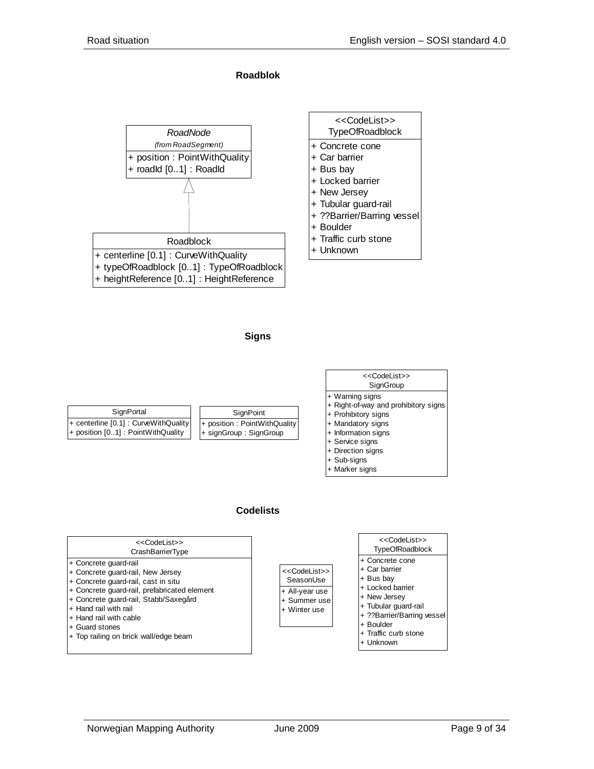## Roadblok

**RoadNode**
*(from RoadSegment)*

- + position : PointWithQuality
- + roadId [0..1] : RoadId

**Roadblock** (specializes RoadNode)

- + centerline [0.1] : CurveWithQuality
- + typeOfRoadblock [0..1] : TypeOfRoadblock
- + heightReference [0..1] : HeightReference

**<<CodeList>> TypeOfRoadblock**

- + Concrete cone
- + Car barrier
- + Bus bay
- + Locked barrier
- + New Jersey
- + Tubular guard-rail
- + ??Barrier/Barring vessel
- + Boulder
- + Traffic curb stone
- + Unknown

## Signs

**SignPortal**

- + centerline [0.1] : CurveWithQuality
- + position [0..1] : PointWithQuality

**SignPoint**

- + position : PointWithQuality
- + signGroup : SignGroup

**<<CodeList>> SignGroup**

- + Warning signs
- + Right-of-way and prohibitory signs
- + Prohibitory signs
- + Mandatory signs
- + Information signs
- + Service signs
- + Direction signs
- + Sub-signs
- + Marker signs

## Codelists

**<<CodeList>> CrashBarrierType**

- + Concrete guard-rail
- + Concrete guard-rail, New Jersey
- + Concrete guard-rail, cast in situ
- + Concrete guard-rail, prefabricated element
- + Concrete guard-rail, Stabb/Saxegård
- + Hand rail with rail
- + Hand rail with cable
- + Guard stones
- + Top railing on brick wall/edge beam

**<<CodeList>> SeasonUse**

- + All-year use
- + Summer use
- + Winter use

**<<CodeList>> TypeOfRoadblock**

- + Concrete cone
- + Car barrier
- + Bus bay
- + Locked barrier
- + New Jersey
- + Tubular guard-rail
- + ??Barrier/Barring vessel
- + Boulder
- + Traffic curb stone
- + Unknown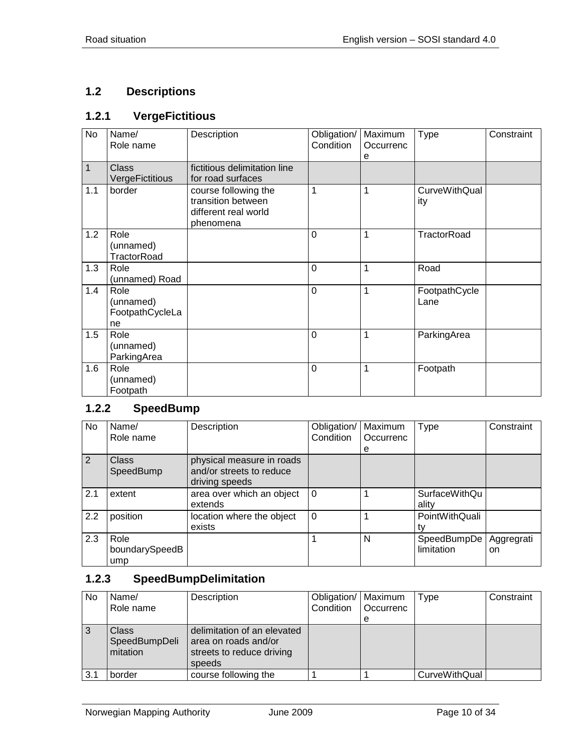## 1.2 Descriptions

### 1.2.1 VergeFictitious

| No | Name/ Role name | Description | Obligation/ Condition | Maximum Occurrence | Type | Constraint |
|---|---|---|---|---|---|---|
| 1 | Class VergeFictitious | fictitious delimitation line for road surfaces | | | | |
| 1.1 | border | course following the transition between different real world phenomena | 1 | 1 | CurveWithQuality | |
| 1.2 | Role (unnamed) TractorRoad | | 0 | 1 | TractorRoad | |
| 1.3 | Role (unnamed) Road | | 0 | 1 | Road | |
| 1.4 | Role (unnamed) FootpathCycleLane | | 0 | 1 | FootpathCycleLane | |
| 1.5 | Role (unnamed) ParkingArea | | 0 | 1 | ParkingArea | |
| 1.6 | Role (unnamed) Footpath | | 0 | 1 | Footpath | |

### 1.2.2 SpeedBump

| No | Name/ Role name | Description | Obligation/ Condition | Maximum Occurrence | Type | Constraint |
|---|---|---|---|---|---|---|
| 2 | Class SpeedBump | physical measure in roads and/or streets to reduce driving speeds | | | | |
| 2.1 | extent | area over which an object extends | 0 | 1 | SurfaceWithQuality | |
| 2.2 | position | location where the object exists | 0 | 1 | PointWithQuality | |
| 2.3 | Role boundarySpeedBump | | 1 | N | SpeedBumpDelimitation | Aggregration |

### 1.2.3 SpeedBumpDelimitation

| No | Name/ Role name | Description | Obligation/ Condition | Maximum Occurrence | Type | Constraint |
|---|---|---|---|---|---|---|
| 3 | Class SpeedBumpDelimitation | delimitation of an elevated area on roads and/or streets to reduce driving speeds | | | | |
| 3.1 | border | course following the | 1 | 1 | CurveWithQual | |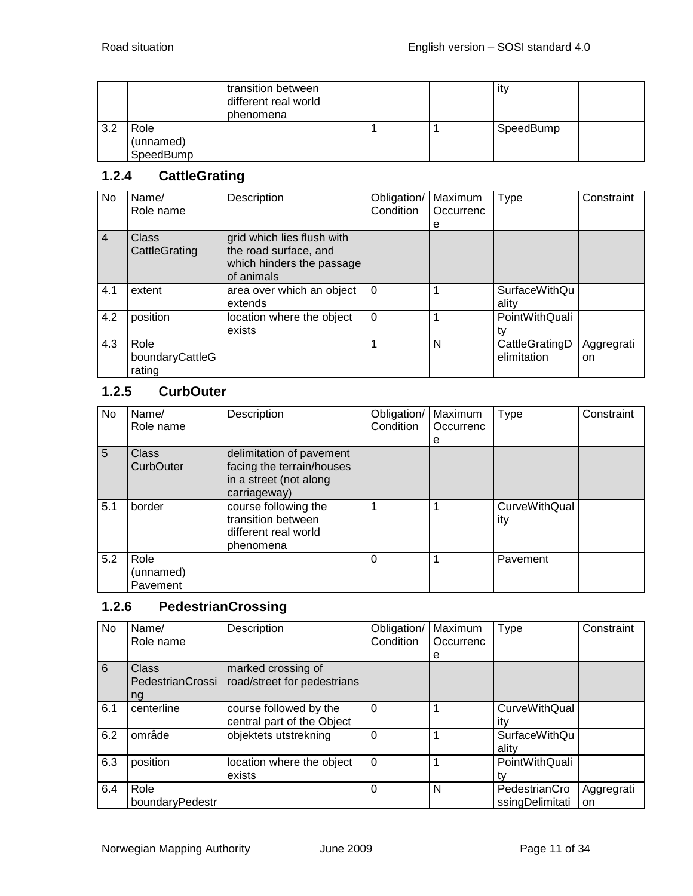| | | transition between different real world phenomena | | | ity | |
|---|---|---|---|---|---|---|
| 3.2 | Role (unnamed) SpeedBump | | 1 | 1 | SpeedBump | |

### 1.2.4 CattleGrating

| No | Name/ Role name | Description | Obligation/ Condition | Maximum Occurrence | Type | Constraint |
|---|---|---|---|---|---|---|
| 4 | Class CattleGrating | grid which lies flush with the road surface, and which hinders the passage of animals | | | | |
| 4.1 | extent | area over which an object extends | 0 | 1 | SurfaceWithQuality | |
| 4.2 | position | location where the object exists | 0 | 1 | PointWithQuality | |
| 4.3 | Role boundaryCattleGrating | | 1 | N | CattleGratingDelimitation | Aggregration |

### 1.2.5 CurbOuter

| No | Name/ Role name | Description | Obligation/ Condition | Maximum Occurrence | Type | Constraint |
|---|---|---|---|---|---|---|
| 5 | Class CurbOuter | delimitation of pavement facing the terrain/houses in a street (not along carriageway) | | | | |
| 5.1 | border | course following the transition between different real world phenomena | 1 | 1 | CurveWithQuality | |
| 5.2 | Role (unnamed) Pavement | | 0 | 1 | Pavement | |

### 1.2.6 PedestrianCrossing

| No | Name/ Role name | Description | Obligation/ Condition | Maximum Occurrence | Type | Constraint |
|---|---|---|---|---|---|---|
| 6 | Class PedestrianCrossing | marked crossing of road/street for pedestrians | | | | |
| 6.1 | centerline | course followed by the central part of the Object | 0 | 1 | CurveWithQuality | |
| 6.2 | område | objektets utstrekning | 0 | 1 | SurfaceWithQuality | |
| 6.3 | position | location where the object exists | 0 | 1 | PointWithQuality | |
| 6.4 | Role boundaryPedestr | | 0 | N | PedestrianCrossingDelimitati | Aggregration |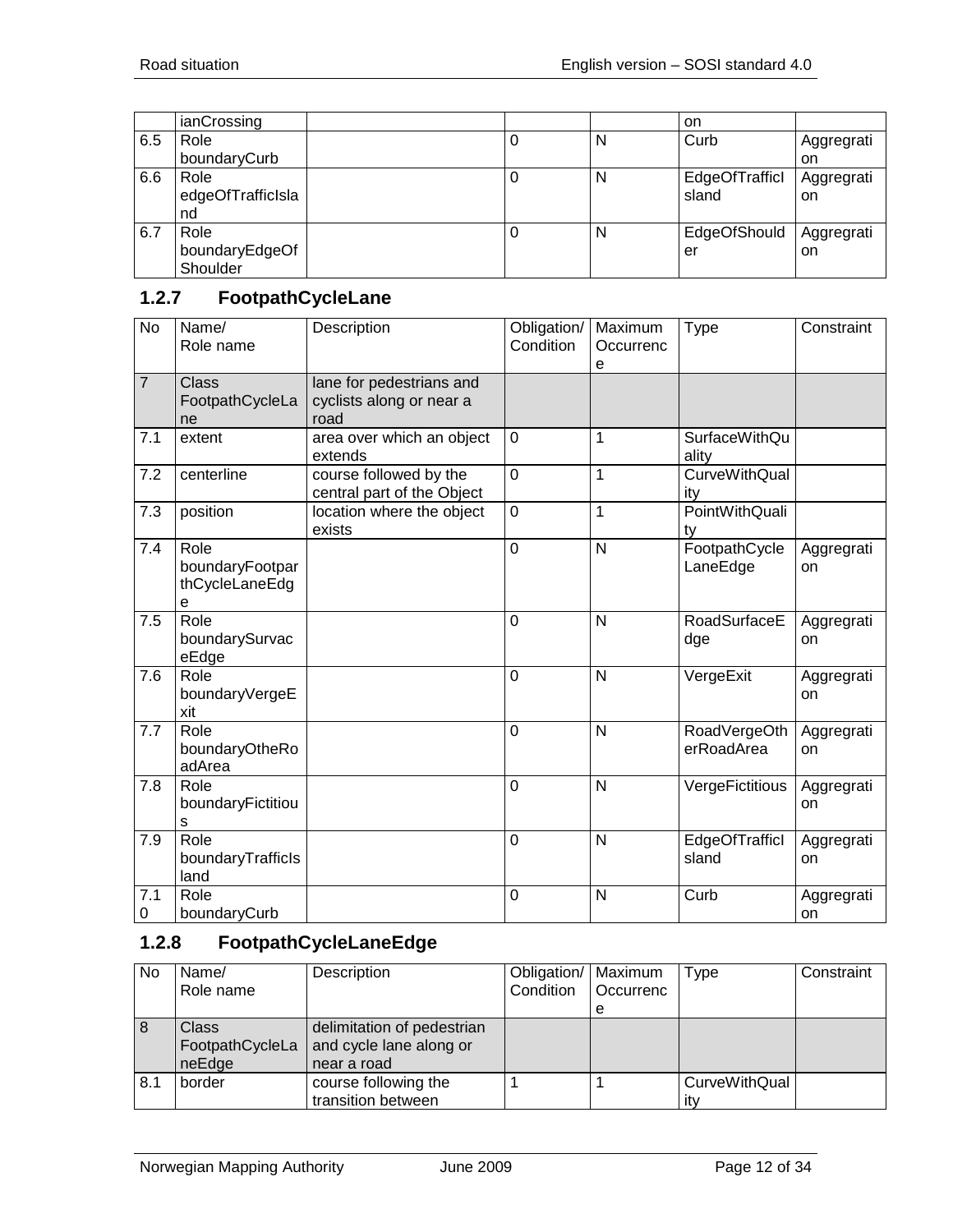| No | Name/ Role name | Description | Obligation/ Condition | Maximum Occurrence | Type | Constraint |
|---|---|---|---|---|---|---|
| | ianCrossing | | | | on | |
| 6.5 | Role boundaryCurb | | 0 | N | Curb | Aggregation |
| 6.6 | Role edgeOfTrafficIsland | | 0 | N | EdgeOfTrafficIsland | Aggregation |
| 6.7 | Role boundaryEdgeOfShoulder | | 0 | N | EdgeOfShoulder | Aggregation |

### 1.2.7 FootpathCycleLane

| No | Name/ Role name | Description | Obligation/ Condition | Maximum Occurrence | Type | Constraint |
|---|---|---|---|---|---|---|
| 7 | Class FootpathCycleLane | lane for pedestrians and cyclists along or near a road | | | | |
| 7.1 | extent | area over which an object extends | 0 | 1 | SurfaceWithQuality | |
| 7.2 | centerline | course followed by the central part of the Object | 0 | 1 | CurveWithQuality | |
| 7.3 | position | location where the object exists | 0 | 1 | PointWithQuality | |
| 7.4 | Role boundaryFootparthCycleLaneEdge | | 0 | N | FootpathCycleLaneEdge | Aggregation |
| 7.5 | Role boundarySurvaceEdge | | 0 | N | RoadSurfaceEdge | Aggregation |
| 7.6 | Role boundaryVergeExit | | 0 | N | VergeExit | Aggregation |
| 7.7 | Role boundaryOtheRoadArea | | 0 | N | RoadVergeOtherRoadArea | Aggregation |
| 7.8 | Role boundaryFictitious | | 0 | N | VergeFictitious | Aggregation |
| 7.9 | Role boundaryTrafficIsland | | 0 | N | EdgeOfTrafficIsland | Aggregation |
| 7.10 | Role boundaryCurb | | 0 | N | Curb | Aggregation |

### 1.2.8 FootpathCycleLaneEdge

| No | Name/ Role name | Description | Obligation/ Condition | Maximum Occurrence | Type | Constraint |
|---|---|---|---|---|---|---|
| 8 | Class FootpathCycleLaneEdge | delimitation of pedestrian and cycle lane along or near a road | | | | |
| 8.1 | border | course following the transition between | 1 | 1 | CurveWithQuality | |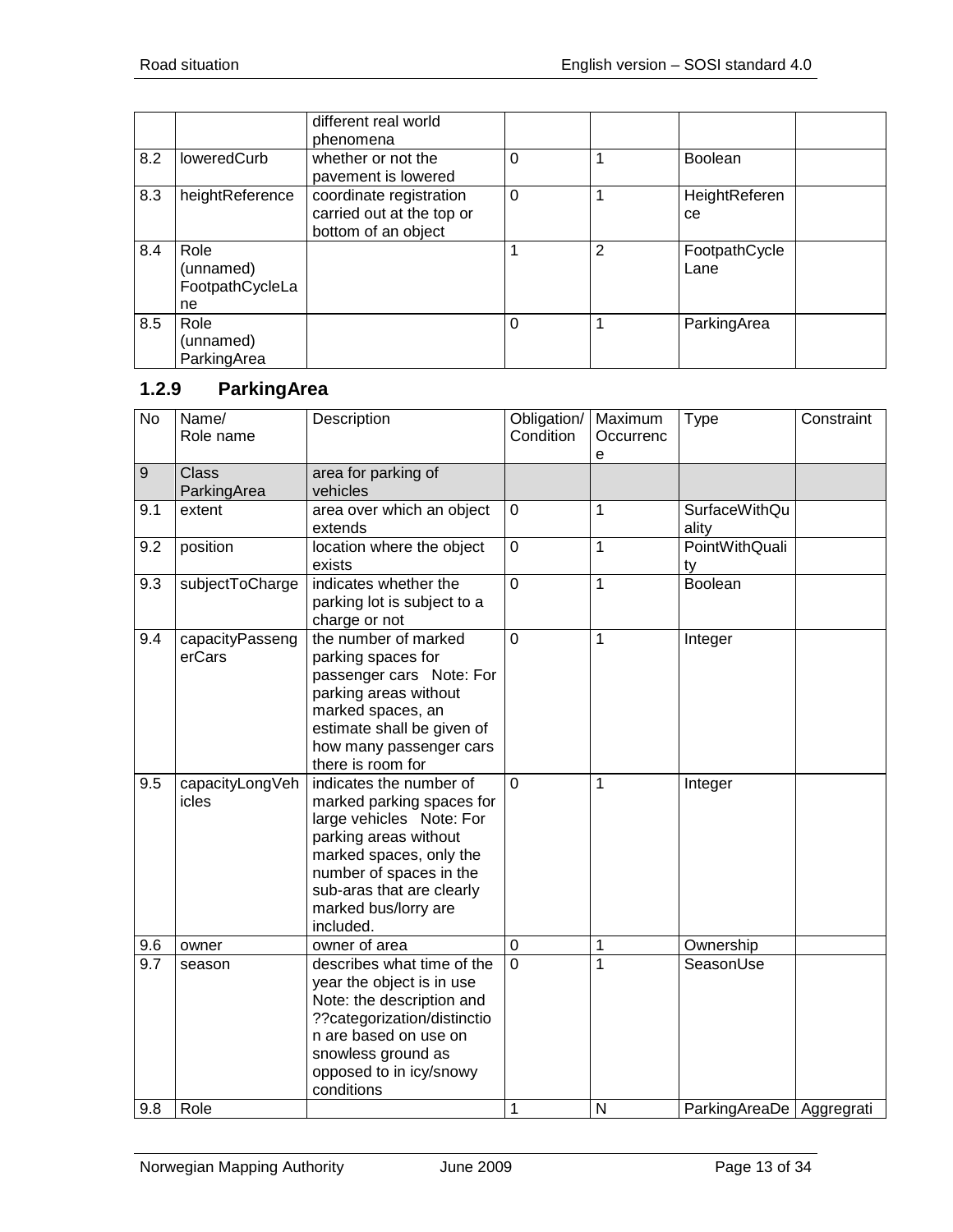| | | different real world phenomena | | | | |
|---|---|---|---|---|---|---|
| 8.2 | loweredCurb | whether or not the pavement is lowered | 0 | 1 | Boolean | |
| 8.3 | heightReference | coordinate registration carried out at the top or bottom of an object | 0 | 1 | HeightReference | |
| 8.4 | Role (unnamed) FootpathCycleLane | | 1 | 2 | FootpathCycleLane | |
| 8.5 | Role (unnamed) ParkingArea | | 0 | 1 | ParkingArea | |

### 1.2.9 ParkingArea

| No | Name/ Role name | Description | Obligation/ Condition | Maximum Occurrence | Type | Constraint |
|---|---|---|---|---|---|---|
| 9 | Class ParkingArea | area for parking of vehicles | | | | |
| 9.1 | extent | area over which an object extends | 0 | 1 | SurfaceWithQuality | |
| 9.2 | position | location where the object exists | 0 | 1 | PointWithQuality | |
| 9.3 | subjectToCharge | indicates whether the parking lot is subject to a charge or not | 0 | 1 | Boolean | |
| 9.4 | capacityPassengerCars | the number of marked parking spaces for passenger cars Note: For parking areas without marked spaces, an estimate shall be given of how many passenger cars there is room for | 0 | 1 | Integer | |
| 9.5 | capacityLongVehicles | indicates the number of marked parking spaces for large vehicles Note: For parking areas without marked spaces, only the number of spaces in the sub-aras that are clearly marked bus/lorry are included. | 0 | 1 | Integer | |
| 9.6 | owner | owner of area | 0 | 1 | Ownership | |
| 9.7 | season | describes what time of the year the object is in use Note: the description and ??categorization/distinction are based on use on snowless ground as opposed to in icy/snowy conditions | 0 | 1 | SeasonUse | |
| 9.8 | Role | | 1 | N | ParkingAreaDe | Aggregrati |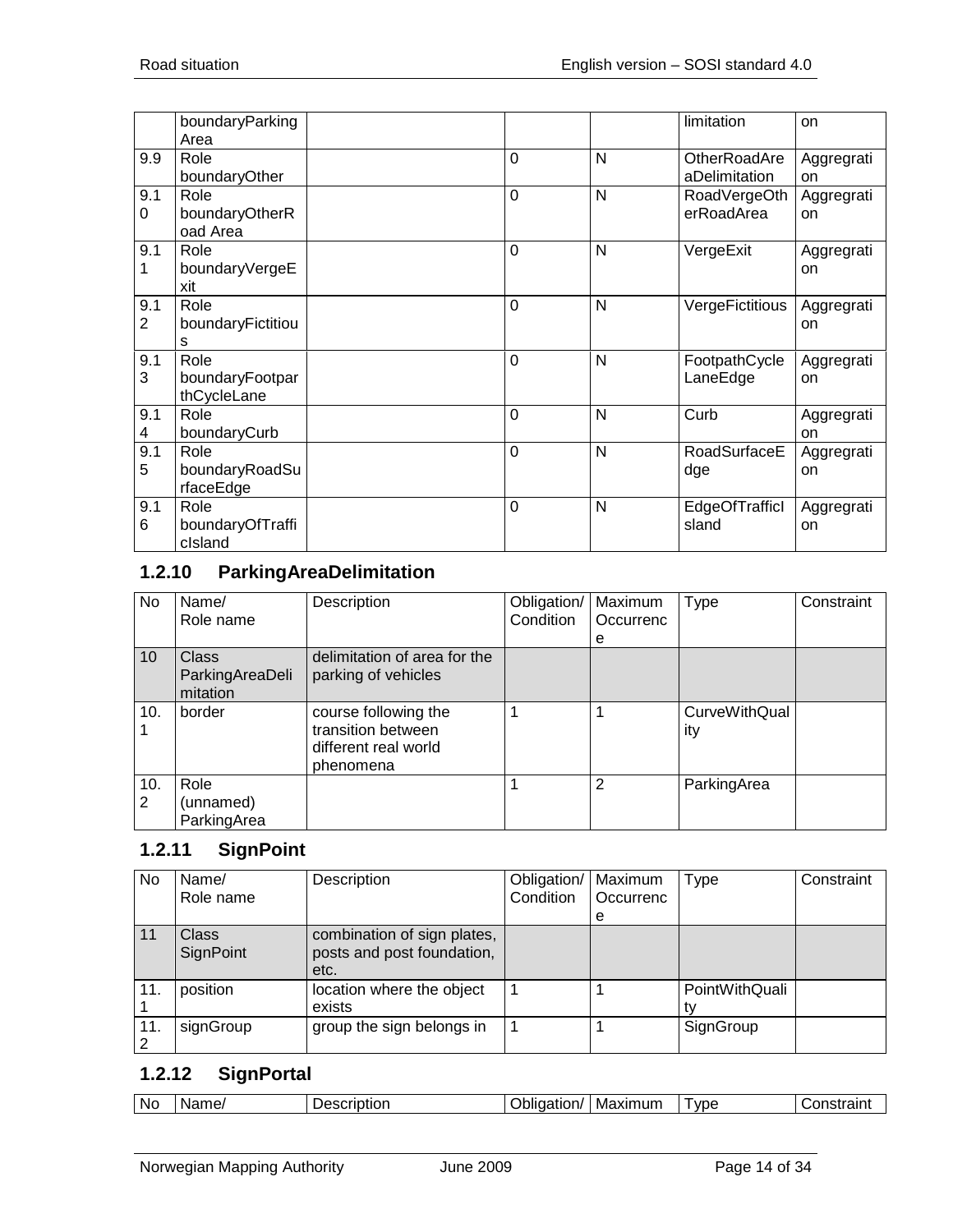|  | boundaryParking Area |  |  |  | limitation | on |
|---|---|---|---|---|---|---|
| 9.9 | Role boundaryOther |  | 0 | N | OtherRoadAreaDelimitation | Aggregration |
| 9.10 | Role boundaryOtherRoad Area |  | 0 | N | RoadVergeOtherRoadArea | Aggregration |
| 9.11 | Role boundaryVergeExit |  | 0 | N | VergeExit | Aggregration |
| 9.12 | Role boundaryFictitious |  | 0 | N | VergeFictitious | Aggregration |
| 9.13 | Role boundaryFootparthCycleLane |  | 0 | N | FootpathCycleLaneEdge | Aggregration |
| 9.14 | Role boundaryCurb |  | 0 | N | Curb | Aggregration |
| 9.15 | Role boundaryRoadSurfaceEdge |  | 0 | N | RoadSurfaceEdge | Aggregration |
| 9.16 | Role boundaryOfTrafficIsland |  | 0 | N | EdgeOfTrafficIsland | Aggregration |

### 1.2.10 ParkingAreaDelimitation

| No | Name/ Role name | Description | Obligation/ Condition | Maximum Occurrence | Type | Constraint |
|---|---|---|---|---|---|---|
| 10 | Class ParkingAreaDelimitation | delimitation of area for the parking of vehicles |  |  |  |  |
| 10.1 | border | course following the transition between different real world phenomena | 1 | 1 | CurveWithQuality |  |
| 10.2 | Role (unnamed) ParkingArea |  | 1 | 2 | ParkingArea |  |

### 1.2.11 SignPoint

| No | Name/ Role name | Description | Obligation/ Condition | Maximum Occurrence | Type | Constraint |
|---|---|---|---|---|---|---|
| 11 | Class SignPoint | combination of sign plates, posts and post foundation, etc. |  |  |  |  |
| 11.1 | position | location where the object exists | 1 | 1 | PointWithQuality |  |
| 11.2 | signGroup | group the sign belongs in | 1 | 1 | SignGroup |  |

### 1.2.12 SignPortal

| No | Name/ | Description | Obligation/ | Maximum | Type | Constraint |
|---|---|---|---|---|---|---|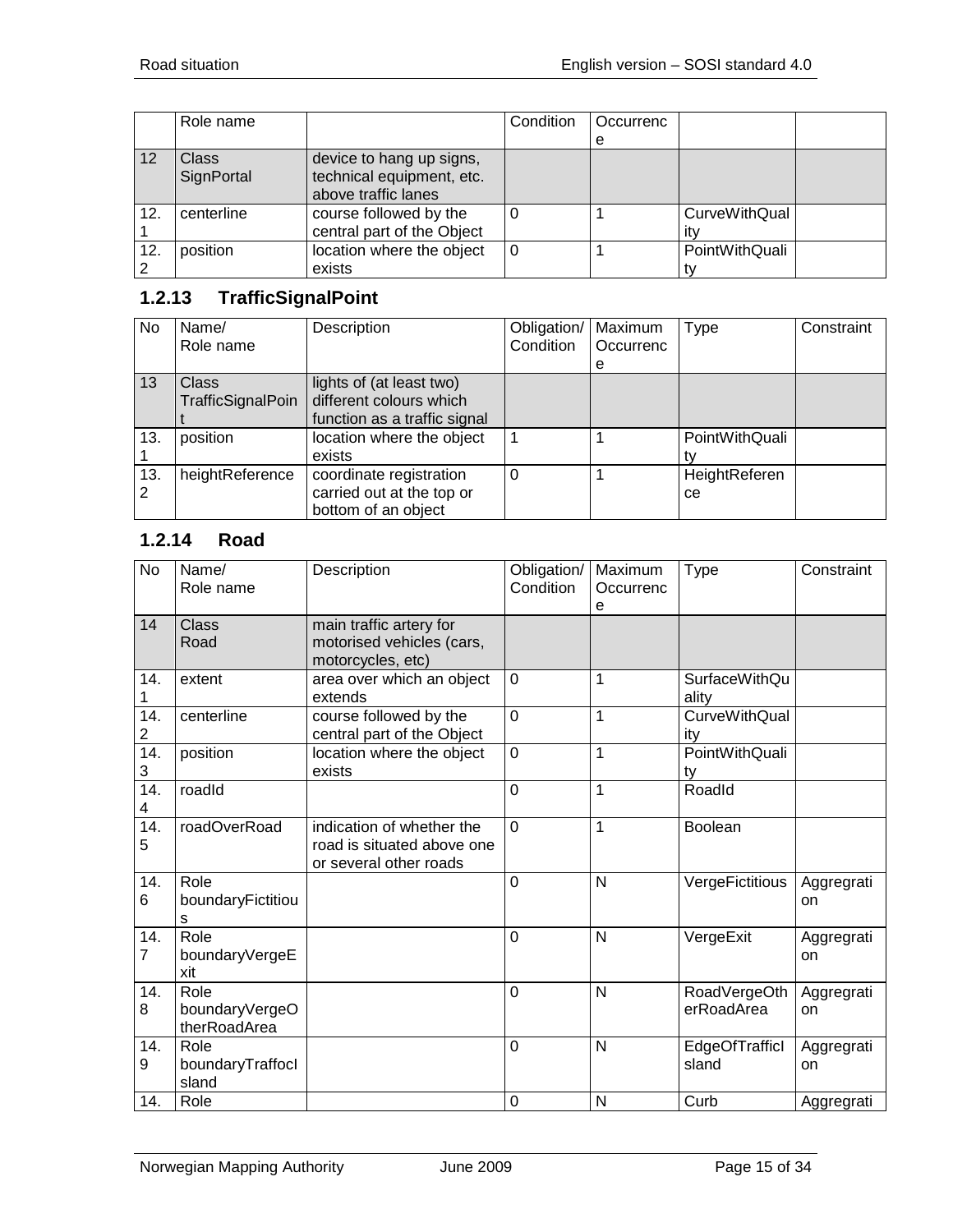| | Role name | | Condition | Occurrence | | |
|---|---|---|---|---|---|---|
| 12 | Class SignPortal | device to hang up signs, technical equipment, etc. above traffic lanes | | | | |
| 12.1 | centerline | course followed by the central part of the Object | 0 | 1 | CurveWithQuality | |
| 12.2 | position | location where the object exists | 0 | 1 | PointWithQuality | |

### 1.2.13 TrafficSignalPoint

| No | Name/ Role name | Description | Obligation/ Condition | Maximum Occurrence | Type | Constraint |
|---|---|---|---|---|---|---|
| 13 | Class TrafficSignalPoint | lights of (at least two) different colours which function as a traffic signal | | | | |
| 13.1 | position | location where the object exists | 1 | 1 | PointWithQuality | |
| 13.2 | heightReference | coordinate registration carried out at the top or bottom of an object | 0 | 1 | HeightReference | |

### 1.2.14 Road

| No | Name/ Role name | Description | Obligation/ Condition | Maximum Occurrence | Type | Constraint |
|---|---|---|---|---|---|---|
| 14 | Class Road | main traffic artery for motorised vehicles (cars, motorcycles, etc) | | | | |
| 14.1 | extent | area over which an object extends | 0 | 1 | SurfaceWithQuality | |
| 14.2 | centerline | course followed by the central part of the Object | 0 | 1 | CurveWithQuality | |
| 14.3 | position | location where the object exists | 0 | 1 | PointWithQuality | |
| 14.4 | roadId | | 0 | 1 | RoadId | |
| 14.5 | roadOverRoad | indication of whether the road is situated above one or several other roads | 0 | 1 | Boolean | |
| 14.6 | Role boundaryFictitious | | 0 | N | VergeFictitious | Aggregration |
| 14.7 | Role boundaryVergeExit | | 0 | N | VergeExit | Aggregration |
| 14.8 | Role boundaryVergeOtherRoadArea | | 0 | N | RoadVergeOtherRoadArea | Aggregration |
| 14.9 | Role boundaryTraffocIsland | | 0 | N | EdgeOfTrafficIsland | Aggregration |
| 14. | Role | | 0 | N | Curb | Aggregrati |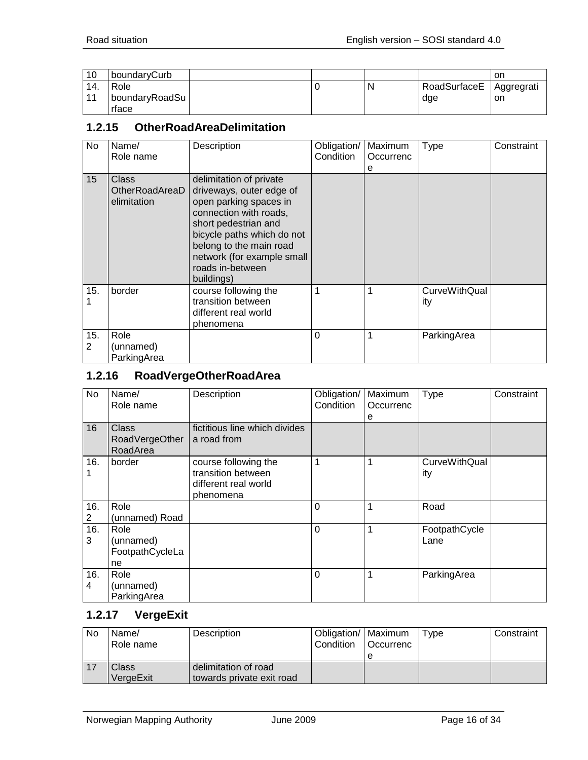| 10 | boundaryCurb | | | | | on |
|---|---|---|---|---|---|---|
| 14.11 | Role boundaryRoadSurface | | 0 | N | RoadSurfaceEdge | Aggregration |

## 1.2.15 OtherRoadAreaDelimitation

| No | Name/ Role name | Description | Obligation/ Condition | Maximum Occurrence | Type | Constraint |
|---|---|---|---|---|---|---|
| 15 | Class OtherRoadAreaDelimitation | delimitation of private driveways, outer edge of open parking spaces in connection with roads, short pedestrian and bicycle paths which do not belong to the main road network (for example small roads in-between buildings) | | | | |
| 15.1 | border | course following the transition between different real world phenomena | 1 | 1 | CurveWithQuality | |
| 15.2 | Role (unnamed) ParkingArea | | 0 | 1 | ParkingArea | |

## 1.2.16 RoadVergeOtherRoadArea

| No | Name/ Role name | Description | Obligation/ Condition | Maximum Occurrence | Type | Constraint |
|---|---|---|---|---|---|---|
| 16 | Class RoadVergeOtherRoadArea | fictitious line which divides a road from | | | | |
| 16.1 | border | course following the transition between different real world phenomena | 1 | 1 | CurveWithQuality | |
| 16.2 | Role (unnamed) Road | | 0 | 1 | Road | |
| 16.3 | Role (unnamed) FootpathCycleLane | | 0 | 1 | FootpathCycleLane | |
| 16.4 | Role (unnamed) ParkingArea | | 0 | 1 | ParkingArea | |

## 1.2.17 VergeExit

| No | Name/ Role name | Description | Obligation/ Condition | Maximum Occurrence | Type | Constraint |
|---|---|---|---|---|---|---|
| 17 | Class VergeExit | delimitation of road towards private exit road | | | | |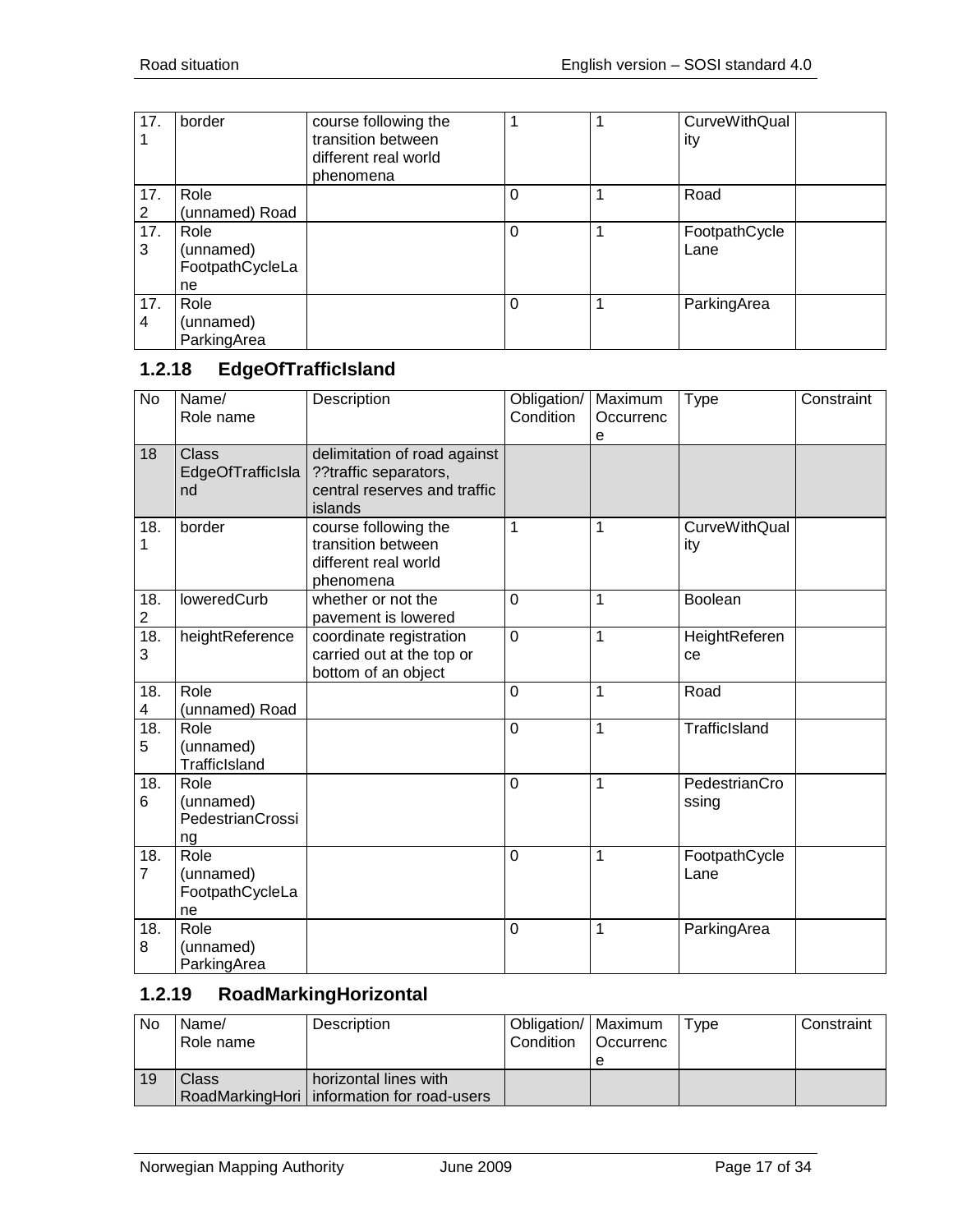| No | Name/ Role name | Description | Obligation/ Condition | Maximum Occurrence | Type | Constraint |
|---|---|---|---|---|---|---|
| 17.1 | border | course following the transition between different real world phenomena | 1 | 1 | CurveWithQuality | |
| 17.2 | Role (unnamed) Road | | 0 | 1 | Road | |
| 17.3 | Role (unnamed) FootpathCycleLane | | 0 | 1 | FootpathCycleLane | |
| 17.4 | Role (unnamed) ParkingArea | | 0 | 1 | ParkingArea | |

### 1.2.18 EdgeOfTrafficIsland

| No | Name/ Role name | Description | Obligation/ Condition | Maximum Occurrence | Type | Constraint |
|---|---|---|---|---|---|---|
| 18 | Class EdgeOfTrafficIsland | delimitation of road against ??traffic separators, central reserves and traffic islands | | | | |
| 18.1 | border | course following the transition between different real world phenomena | 1 | 1 | CurveWithQuality | |
| 18.2 | loweredCurb | whether or not the pavement is lowered | 0 | 1 | Boolean | |
| 18.3 | heightReference | coordinate registration carried out at the top or bottom of an object | 0 | 1 | HeightReference | |
| 18.4 | Role (unnamed) Road | | 0 | 1 | Road | |
| 18.5 | Role (unnamed) TrafficIsland | | 0 | 1 | TrafficIsland | |
| 18.6 | Role (unnamed) PedestrianCrossing | | 0 | 1 | PedestrianCrossing | |
| 18.7 | Role (unnamed) FootpathCycleLane | | 0 | 1 | FootpathCycleLane | |
| 18.8 | Role (unnamed) ParkingArea | | 0 | 1 | ParkingArea | |

### 1.2.19 RoadMarkingHorizontal

| No | Name/ Role name | Description | Obligation/ Condition | Maximum Occurrence | Type | Constraint |
|---|---|---|---|---|---|---|
| 19 | Class RoadMarkingHori | horizontal lines with information for road-users | | | | |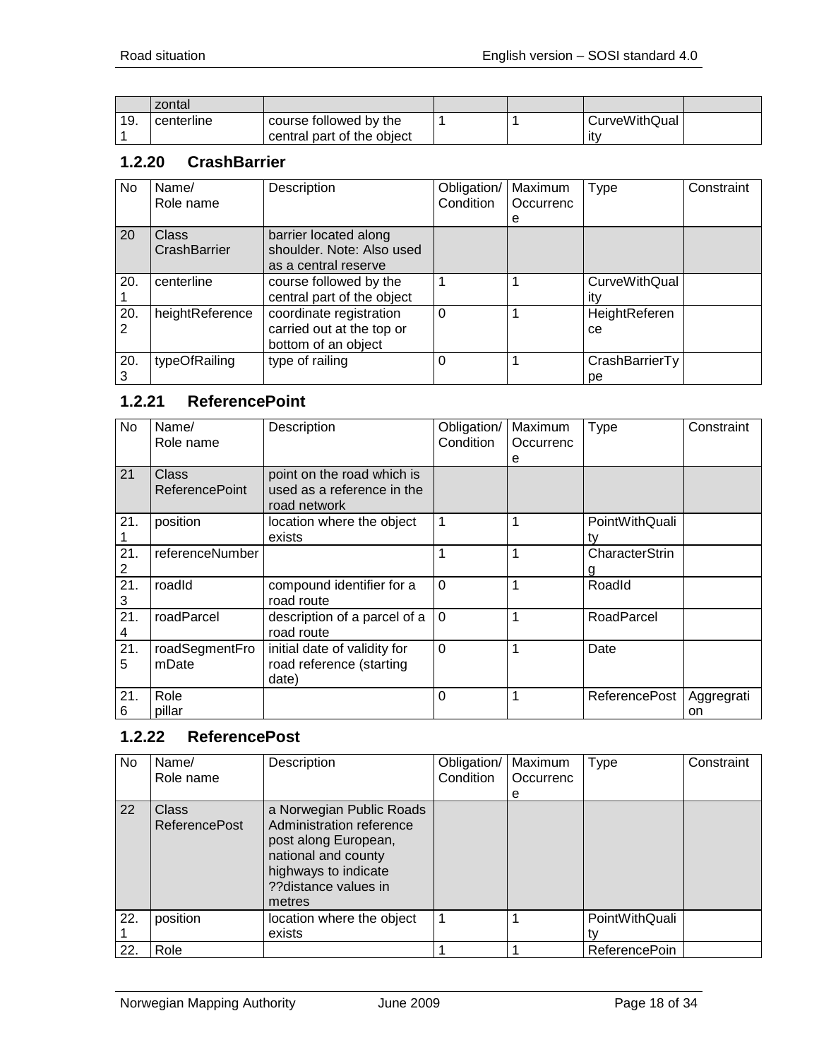|  | zontal |  |  |  |  |  |
| --- | --- | --- | --- | --- | --- | --- |
| 19.1 | centerline | course followed by the central part of the object | 1 | 1 | CurveWithQuality |  |

### 1.2.20 CrashBarrier

| No | Name/ Role name | Description | Obligation/ Condition | Maximum Occurrence | Type | Constraint |
| --- | --- | --- | --- | --- | --- | --- |
| 20 | Class CrashBarrier | barrier located along shoulder. Note: Also used as a central reserve |  |  |  |  |
| 20.1 | centerline | course followed by the central part of the object | 1 | 1 | CurveWithQuality |  |
| 20.2 | heightReference | coordinate registration carried out at the top or bottom of an object | 0 | 1 | HeightReference |  |
| 20.3 | typeOfRailing | type of railing | 0 | 1 | CrashBarrierType |  |

### 1.2.21 ReferencePoint

| No | Name/ Role name | Description | Obligation/ Condition | Maximum Occurrence | Type | Constraint |
| --- | --- | --- | --- | --- | --- | --- |
| 21 | Class ReferencePoint | point on the road which is used as a reference in the road network |  |  |  |  |
| 21.1 | position | location where the object exists | 1 | 1 | PointWithQuality |  |
| 21.2 | referenceNumber |  | 1 | 1 | CharacterString |  |
| 21.3 | roadId | compound identifier for a road route | 0 | 1 | RoadId |  |
| 21.4 | roadParcel | description of a parcel of a road route | 0 | 1 | RoadParcel |  |
| 21.5 | roadSegmentFromDate | initial date of validity for road reference (starting date) | 0 | 1 | Date |  |
| 21.6 | Role pillar |  | 0 | 1 | ReferencePost | Aggregation |

### 1.2.22 ReferencePost

| No | Name/ Role name | Description | Obligation/ Condition | Maximum Occurrence | Type | Constraint |
| --- | --- | --- | --- | --- | --- | --- |
| 22 | Class ReferencePost | a Norwegian Public Roads Administration reference post along European, national and county highways to indicate ??distance values in metres |  |  |  |  |
| 22.1 | position | location where the object exists | 1 | 1 | PointWithQuality |  |
| 22. | Role |  | 1 | 1 | ReferencePoin |  |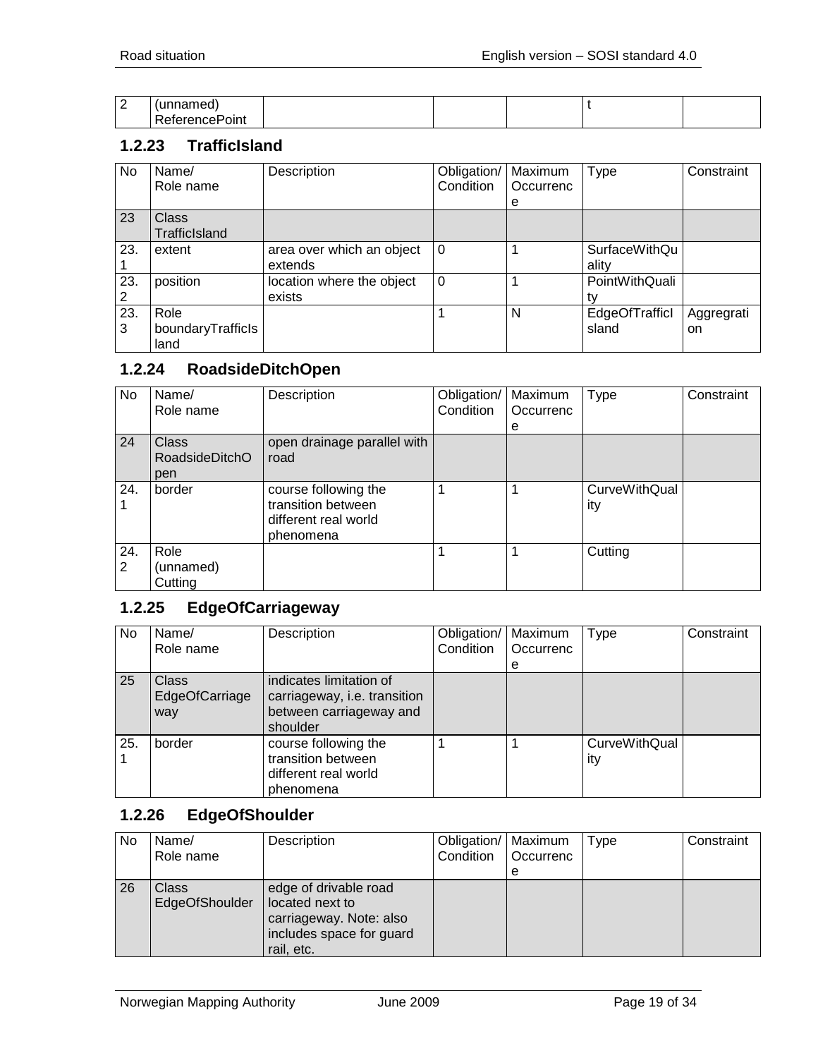| 2 | (unnamed) ReferencePoint | | | | t | |
|---|---|---|---|---|---|---|

### 1.2.23 TrafficIsland

| No | Name/ Role name | Description | Obligation/ Condition | Maximum Occurrence | Type | Constraint |
|---|---|---|---|---|---|---|
| 23 | Class TrafficIsland | | | | | |
| 23.1 | extent | area over which an object extends | 0 | 1 | SurfaceWithQuality | |
| 23.2 | position | location where the object exists | 0 | 1 | PointWithQuality | |
| 23.3 | Role boundaryTrafficIsland | | 1 | N | EdgeOfTrafficIsland | Aggregration |

### 1.2.24 RoadsideDitchOpen

| No | Name/ Role name | Description | Obligation/ Condition | Maximum Occurrence | Type | Constraint |
|---|---|---|---|---|---|---|
| 24 | Class RoadsideDitchOpen | open drainage parallel with road | | | | |
| 24.1 | border | course following the transition between different real world phenomena | 1 | 1 | CurveWithQuality | |
| 24.2 | Role (unnamed) Cutting | | 1 | 1 | Cutting | |

### 1.2.25 EdgeOfCarriageway

| No | Name/ Role name | Description | Obligation/ Condition | Maximum Occurrence | Type | Constraint |
|---|---|---|---|---|---|---|
| 25 | Class EdgeOfCarriageway | indicates limitation of carriageway, i.e. transition between carriageway and shoulder | | | | |
| 25.1 | border | course following the transition between different real world phenomena | 1 | 1 | CurveWithQuality | |

### 1.2.26 EdgeOfShoulder

| No | Name/ Role name | Description | Obligation/ Condition | Maximum Occurrence | Type | Constraint |
|---|---|---|---|---|---|---|
| 26 | Class EdgeOfShoulder | edge of drivable road located next to carriageway. Note: also includes space for guard rail, etc. | | | | |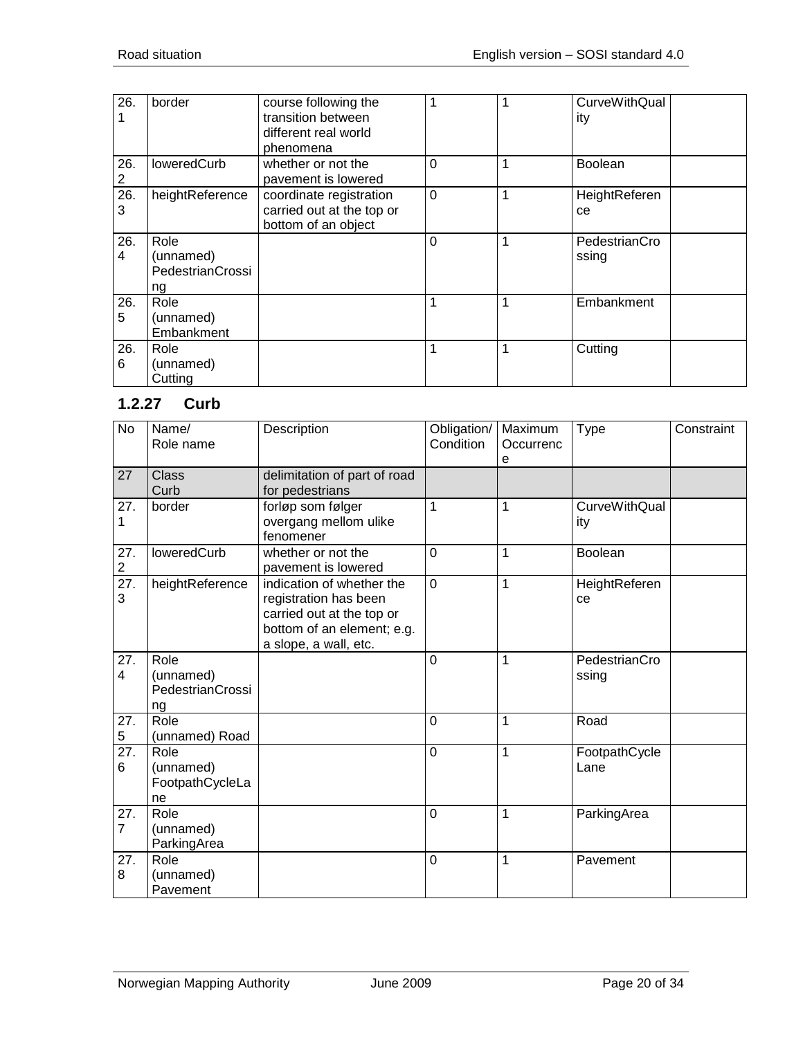| 26.1 | border | course following the transition between different real world phenomena | 1 | 1 | CurveWithQuality | |
|---|---|---|---|---|---|---|
| 26.2 | loweredCurb | whether or not the pavement is lowered | 0 | 1 | Boolean | |
| 26.3 | heightReference | coordinate registration carried out at the top or bottom of an object | 0 | 1 | HeightReference | |
| 26.4 | Role (unnamed) PedestrianCrossing | | 0 | 1 | PedestrianCrossing | |
| 26.5 | Role (unnamed) Embankment | | 1 | 1 | Embankment | |
| 26.6 | Role (unnamed) Cutting | | 1 | 1 | Cutting | |

### 1.2.27 Curb

| No | Name/ Role name | Description | Obligation/ Condition | Maximum Occurrence | Type | Constraint |
|---|---|---|---|---|---|---|
| 27 | Class Curb | delimitation of part of road for pedestrians | | | | |
| 27.1 | border | forløp som følger overgang mellom ulike fenomener | 1 | 1 | CurveWithQuality | |
| 27.2 | loweredCurb | whether or not the pavement is lowered | 0 | 1 | Boolean | |
| 27.3 | heightReference | indication of whether the registration has been carried out at the top or bottom of an element; e.g. a slope, a wall, etc. | 0 | 1 | HeightReference | |
| 27.4 | Role (unnamed) PedestrianCrossing | | 0 | 1 | PedestrianCrossing | |
| 27.5 | Role (unnamed) Road | | 0 | 1 | Road | |
| 27.6 | Role (unnamed) FootpathCycleLane | | 0 | 1 | FootpathCycleLane | |
| 27.7 | Role (unnamed) ParkingArea | | 0 | 1 | ParkingArea | |
| 27.8 | Role (unnamed) Pavement | | 0 | 1 | Pavement | |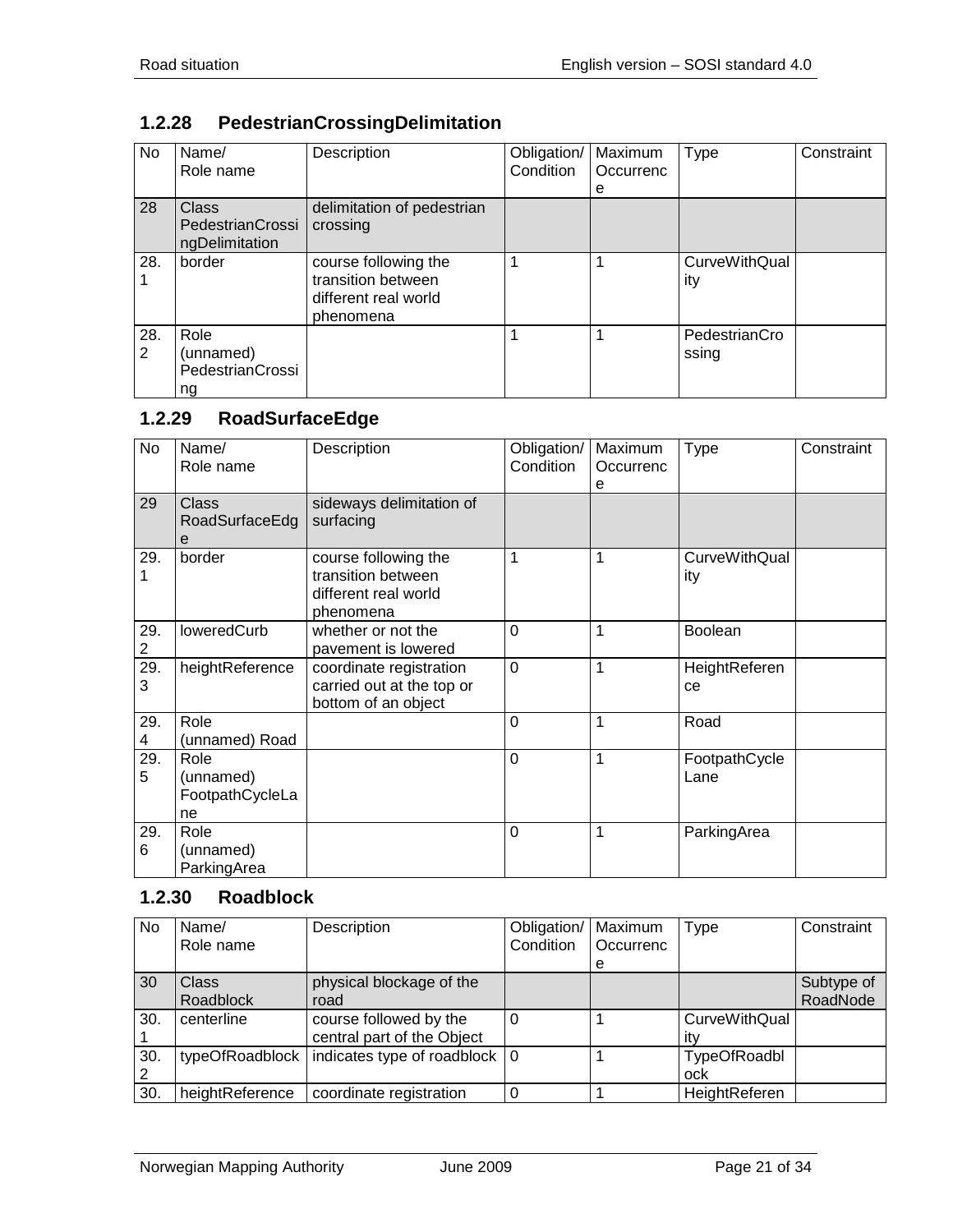### 1.2.28 PedestrianCrossingDelimitation

| No | Name/<br>Role name | Description | Obligation/<br>Condition | Maximum<br>Occurrence | Type | Constraint |
|---|---|---|---|---|---|---|
| 28 | Class<br>PedestrianCrossingDelimitation | delimitation of pedestrian crossing | | | | |
| 28.1 | border | course following the transition between different real world phenomena | 1 | 1 | CurveWithQuality | |
| 28.2 | Role<br>(unnamed)<br>PedestrianCrossing | | 1 | 1 | PedestrianCrossing | |

### 1.2.29 RoadSurfaceEdge

| No | Name/<br>Role name | Description | Obligation/<br>Condition | Maximum<br>Occurrence | Type | Constraint |
|---|---|---|---|---|---|---|
| 29 | Class<br>RoadSurfaceEdge | sideways delimitation of surfacing | | | | |
| 29.1 | border | course following the transition between different real world phenomena | 1 | 1 | CurveWithQuality | |
| 29.2 | loweredCurb | whether or not the pavement is lowered | 0 | 1 | Boolean | |
| 29.3 | heightReference | coordinate registration carried out at the top or bottom of an object | 0 | 1 | HeightReference | |
| 29.4 | Role<br>(unnamed) Road | | 0 | 1 | Road | |
| 29.5 | Role<br>(unnamed)<br>FootpathCycleLane | | 0 | 1 | FootpathCycleLane | |
| 29.6 | Role<br>(unnamed)<br>ParkingArea | | 0 | 1 | ParkingArea | |

### 1.2.30 Roadblock

| No | Name/<br>Role name | Description | Obligation/<br>Condition | Maximum<br>Occurrence | Type | Constraint |
|---|---|---|---|---|---|---|
| 30 | Class<br>Roadblock | physical blockage of the road | | | | Subtype of RoadNode |
| 30.1 | centerline | course followed by the central part of the Object | 0 | 1 | CurveWithQuality | |
| 30.2 | typeOfRoadblock | indicates type of roadblock | 0 | 1 | TypeOfRoadblock | |
| 30. | heightReference | coordinate registration | 0 | 1 | HeightReferen | |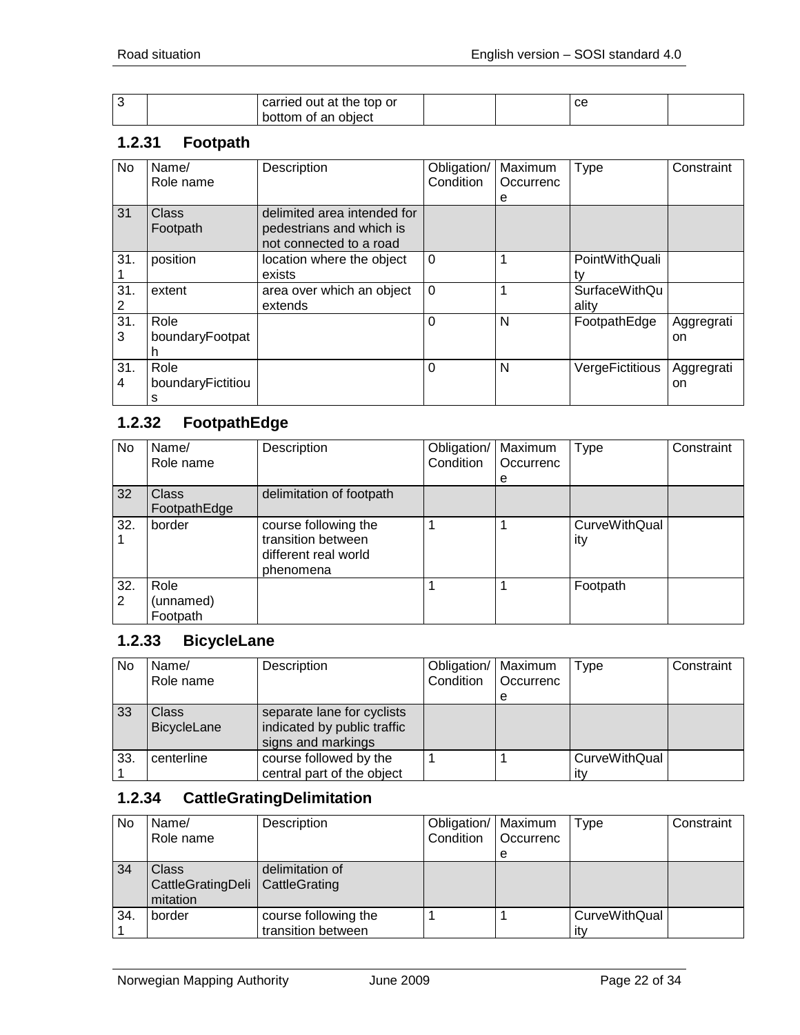| 3 | | carried out at the top or bottom of an object | | | ce | |
|---|---|---|---|---|---|---|

### 1.2.31 Footpath

| No | Name/ Role name | Description | Obligation/ Condition | Maximum Occurrence | Type | Constraint |
|---|---|---|---|---|---|---|
| 31 | Class Footpath | delimited area intended for pedestrians and which is not connected to a road | | | | |
| 31.1 | position | location where the object exists | 0 | 1 | PointWithQuality | |
| 31.2 | extent | area over which an object extends | 0 | 1 | SurfaceWithQuality | |
| 31.3 | Role boundaryFootpath | | 0 | N | FootpathEdge | Aggregration |
| 31.4 | Role boundaryFictitious | | 0 | N | VergeFictitious | Aggregration |

### 1.2.32 FootpathEdge

| No | Name/ Role name | Description | Obligation/ Condition | Maximum Occurrence | Type | Constraint |
|---|---|---|---|---|---|---|
| 32 | Class FootpathEdge | delimitation of footpath | | | | |
| 32.1 | border | course following the transition between different real world phenomena | 1 | 1 | CurveWithQuality | |
| 32.2 | Role (unnamed) Footpath | | 1 | 1 | Footpath | |

### 1.2.33 BicycleLane

| No | Name/ Role name | Description | Obligation/ Condition | Maximum Occurrence | Type | Constraint |
|---|---|---|---|---|---|---|
| 33 | Class BicycleLane | separate lane for cyclists indicated by public traffic signs and markings | | | | |
| 33.1 | centerline | course followed by the central part of the object | 1 | 1 | CurveWithQuality | |

### 1.2.34 CattleGratingDelimitation

| No | Name/ Role name | Description | Obligation/ Condition | Maximum Occurrence | Type | Constraint |
|---|---|---|---|---|---|---|
| 34 | Class CattleGratingDelimitation | delimitation of CattleGrating | | | | |
| 34.1 | border | course following the transition between | 1 | 1 | CurveWithQuality | |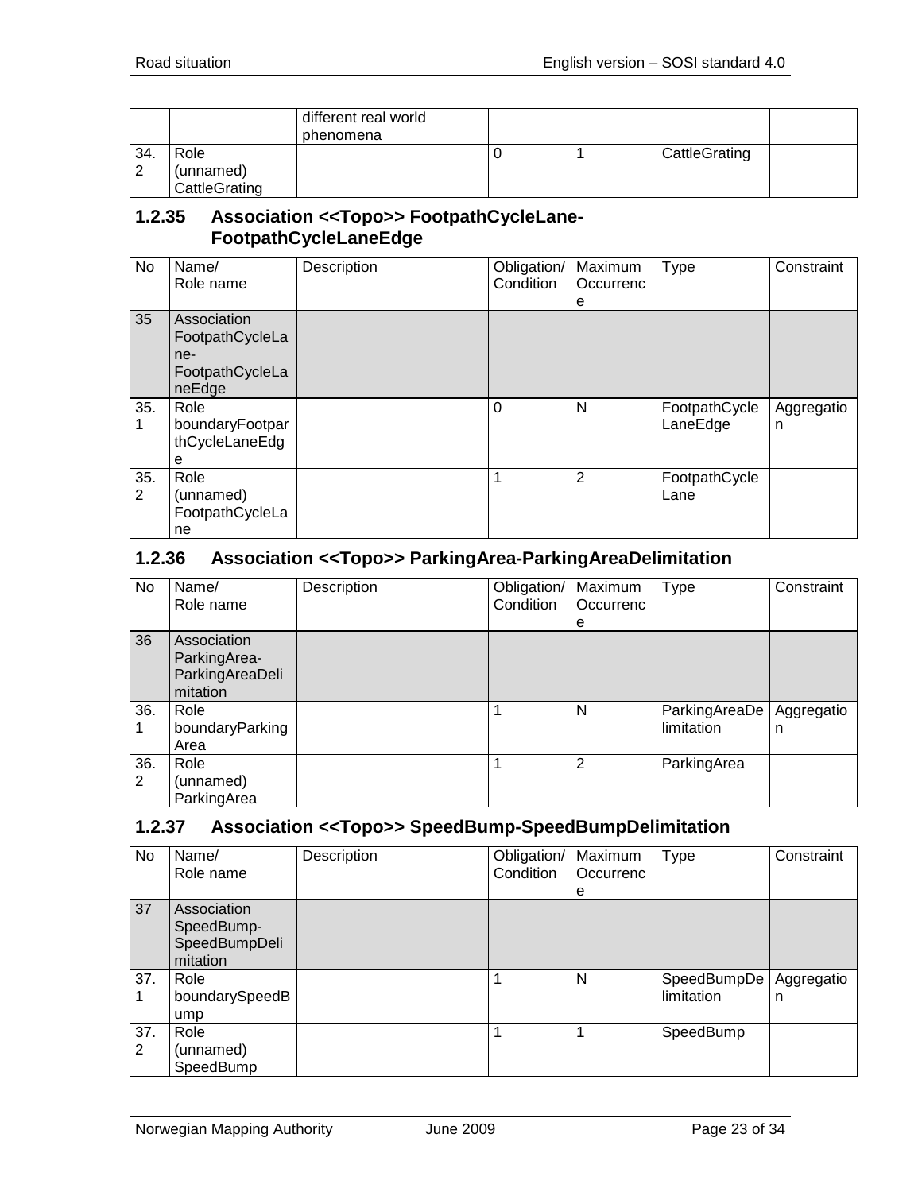| | | different real world phenomena | | | | |
|---|---|---|---|---|---|---|
| 34.2 | Role (unnamed) CattleGrating | | 0 | 1 | CattleGrating | |

### 1.2.35 Association <<Topo>> FootpathCycleLane-FootpathCycleLaneEdge

| No | Name/ Role name | Description | Obligation/ Condition | Maximum Occurrence | Type | Constraint |
|---|---|---|---|---|---|---|
| 35 | Association FootpathCycleLane-FootpathCycleLaneEdge | | | | | |
| 35.1 | Role boundaryFootparthCycleLaneEdge | | 0 | N | FootpathCycleLaneEdge | Aggregation |
| 35.2 | Role (unnamed) FootpathCycleLane | | 1 | 2 | FootpathCycleLane | |

### 1.2.36 Association <<Topo>> ParkingArea-ParkingAreaDelimitation

| No | Name/ Role name | Description | Obligation/ Condition | Maximum Occurrence | Type | Constraint |
|---|---|---|---|---|---|---|
| 36 | Association ParkingArea-ParkingAreaDelimitation | | | | | |
| 36.1 | Role boundaryParkingArea | | 1 | N | ParkingAreaDelimitation | Aggregation |
| 36.2 | Role (unnamed) ParkingArea | | 1 | 2 | ParkingArea | |

### 1.2.37 Association <<Topo>> SpeedBump-SpeedBumpDelimitation

| No | Name/ Role name | Description | Obligation/ Condition | Maximum Occurrence | Type | Constraint |
|---|---|---|---|---|---|---|
| 37 | Association SpeedBump-SpeedBumpDelimitation | | | | | |
| 37.1 | Role boundarySpeedBump | | 1 | N | SpeedBumpDelimitation | Aggregation |
| 37.2 | Role (unnamed) SpeedBump | | 1 | 1 | SpeedBump | |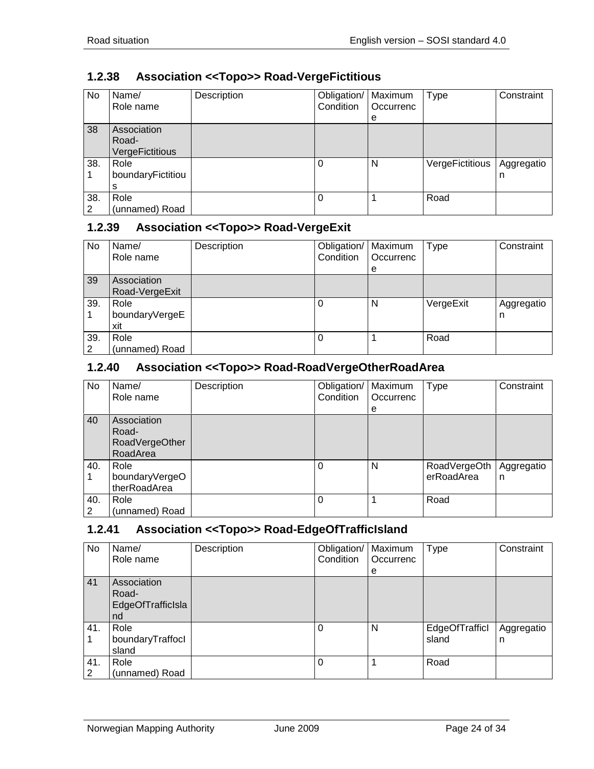### 1.2.38 Association <<Topo>> Road-VergeFictitious

| No | Name/ Role name | Description | Obligation/ Condition | Maximum Occurrence | Type | Constraint |
|---|---|---|---|---|---|---|
| 38 | Association Road-VergeFictitious | | | | | |
| 38.1 | Role boundaryFictitious | | 0 | N | VergeFictitious | Aggregation |
| 38.2 | Role (unnamed) Road | | 0 | 1 | Road | |

### 1.2.39 Association <<Topo>> Road-VergeExit

| No | Name/ Role name | Description | Obligation/ Condition | Maximum Occurrence | Type | Constraint |
|---|---|---|---|---|---|---|
| 39 | Association Road-VergeExit | | | | | |
| 39.1 | Role boundaryVergeExit | | 0 | N | VergeExit | Aggregation |
| 39.2 | Role (unnamed) Road | | 0 | 1 | Road | |

### 1.2.40 Association <<Topo>> Road-RoadVergeOtherRoadArea

| No | Name/ Role name | Description | Obligation/ Condition | Maximum Occurrence | Type | Constraint |
|---|---|---|---|---|---|---|
| 40 | Association Road-RoadVergeOtherRoadArea | | | | | |
| 40.1 | Role boundaryVergeOtherRoadArea | | 0 | N | RoadVergeOtherRoadArea | Aggregation |
| 40.2 | Role (unnamed) Road | | 0 | 1 | Road | |

### 1.2.41 Association <<Topo>> Road-EdgeOfTrafficIsland

| No | Name/ Role name | Description | Obligation/ Condition | Maximum Occurrence | Type | Constraint |
|---|---|---|---|---|---|---|
| 41 | Association Road-EdgeOfTrafficIsland | | | | | |
| 41.1 | Role boundaryTraffocIsland | | 0 | N | EdgeOfTrafficIsland | Aggregation |
| 41.2 | Role (unnamed) Road | | 0 | 1 | Road | |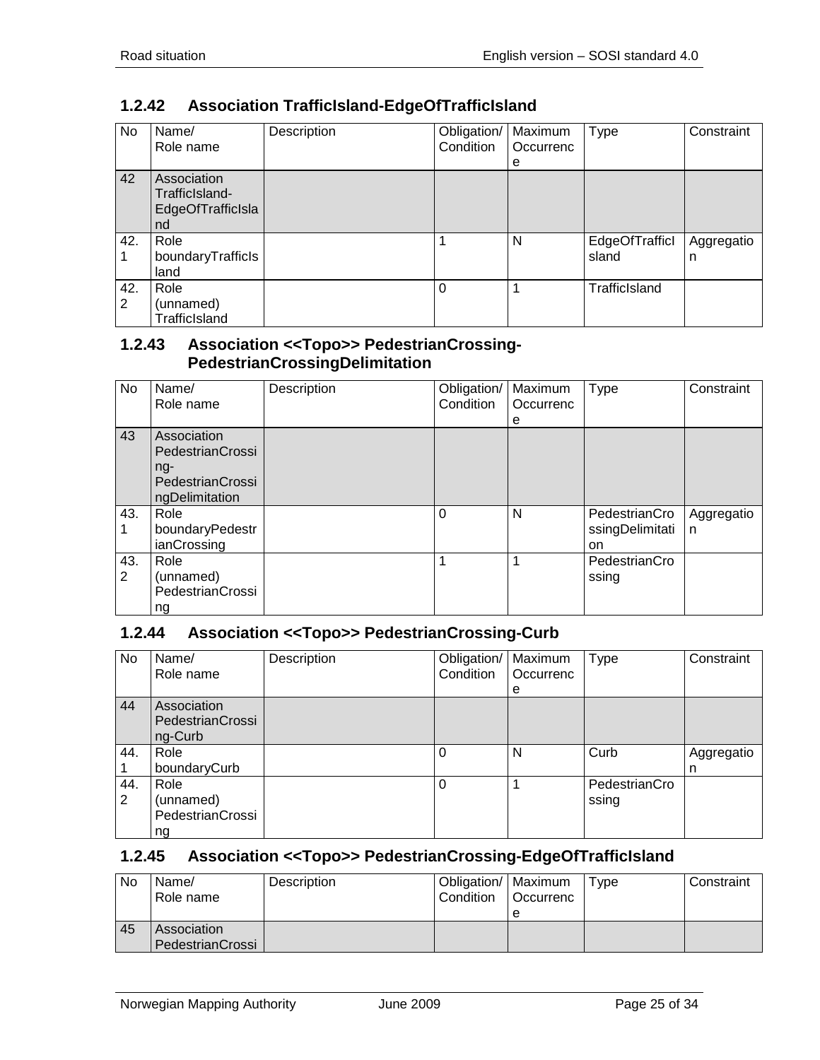### 1.2.42 Association TrafficIsland-EdgeOfTrafficIsland

| No | Name/<br>Role name | Description | Obligation/<br>Condition | Maximum<br>Occurrence | Type | Constraint |
|---|---|---|---|---|---|---|
| 42 | Association TrafficIsland-EdgeOfTrafficIsland | | | | | |
| 42.1 | Role boundaryTrafficIsland | | 1 | N | EdgeOfTrafficIsland | Aggregation |
| 42.2 | Role (unnamed) TrafficIsland | | 0 | 1 | TrafficIsland | |

### 1.2.43 Association <<Topo>> PedestrianCrossing-PedestrianCrossingDelimitation

| No | Name/<br>Role name | Description | Obligation/<br>Condition | Maximum<br>Occurrence | Type | Constraint |
|---|---|---|---|---|---|---|
| 43 | Association PedestrianCrossing-PedestrianCrossingDelimitation | | | | | |
| 43.1 | Role boundaryPedestrianCrossing | | 0 | N | PedestrianCrossingDelimitation | Aggregation |
| 43.2 | Role (unnamed) PedestrianCrossing | | 1 | 1 | PedestrianCrossing | |

### 1.2.44 Association <<Topo>> PedestrianCrossing-Curb

| No | Name/<br>Role name | Description | Obligation/<br>Condition | Maximum<br>Occurrence | Type | Constraint |
|---|---|---|---|---|---|---|
| 44 | Association PedestrianCrossing-Curb | | | | | |
| 44.1 | Role boundaryCurb | | 0 | N | Curb | Aggregation |
| 44.2 | Role (unnamed) PedestrianCrossing | | 0 | 1 | PedestrianCrossing | |

### 1.2.45 Association <<Topo>> PedestrianCrossing-EdgeOfTrafficIsland

| No | Name/<br>Role name | Description | Obligation/<br>Condition | Maximum<br>Occurrence | Type | Constraint |
|---|---|---|---|---|---|---|
| 45 | Association PedestrianCrossi | | | | | |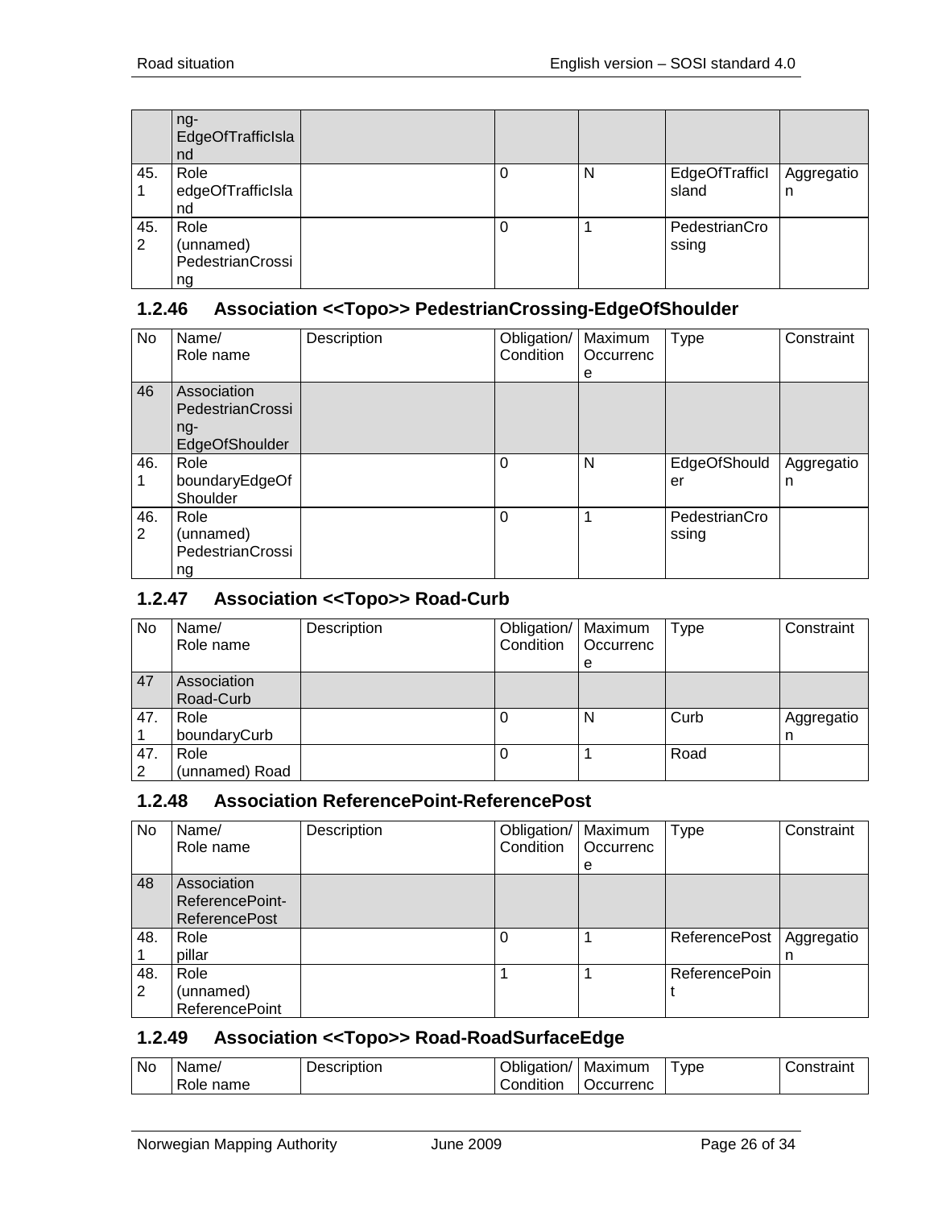| No | Name/ Role name | Description | Obligation/ Condition | Maximum Occurrence | Type | Constraint |
|---|---|---|---|---|---|---|
| | ng-EdgeOfTrafficIsland | | | | | |
| 45.1 | Role edgeOfTrafficIsland | | 0 | N | EdgeOfTrafficIsland | Aggregation |
| 45.2 | Role (unnamed) PedestrianCrossing | | 0 | 1 | PedestrianCrossing | |

### 1.2.46 Association <<Topo>> PedestrianCrossing-EdgeOfShoulder

| No | Name/ Role name | Description | Obligation/ Condition | Maximum Occurrence | Type | Constraint |
|---|---|---|---|---|---|---|
| 46 | Association PedestrianCrossing-EdgeOfShoulder | | | | | |
| 46.1 | Role boundaryEdgeOfShoulder | | 0 | N | EdgeOfShoulder | Aggregation |
| 46.2 | Role (unnamed) PedestrianCrossing | | 0 | 1 | PedestrianCrossing | |

### 1.2.47 Association <<Topo>> Road-Curb

| No | Name/ Role name | Description | Obligation/ Condition | Maximum Occurrence | Type | Constraint |
|---|---|---|---|---|---|---|
| 47 | Association Road-Curb | | | | | |
| 47.1 | Role boundaryCurb | | 0 | N | Curb | Aggregation |
| 47.2 | Role (unnamed) Road | | 0 | 1 | Road | |

### 1.2.48 Association ReferencePoint-ReferencePost

| No | Name/ Role name | Description | Obligation/ Condition | Maximum Occurrence | Type | Constraint |
|---|---|---|---|---|---|---|
| 48 | Association ReferencePoint-ReferencePost | | | | | |
| 48.1 | Role pillar | | 0 | 1 | ReferencePost | Aggregation |
| 48.2 | Role (unnamed) ReferencePoint | | 1 | 1 | ReferencePoint | |

### 1.2.49 Association <<Topo>> Road-RoadSurfaceEdge

| No | Name/ Role name | Description | Obligation/ Condition | Maximum Occurrenc | Type | Constraint |
|---|---|---|---|---|---|---|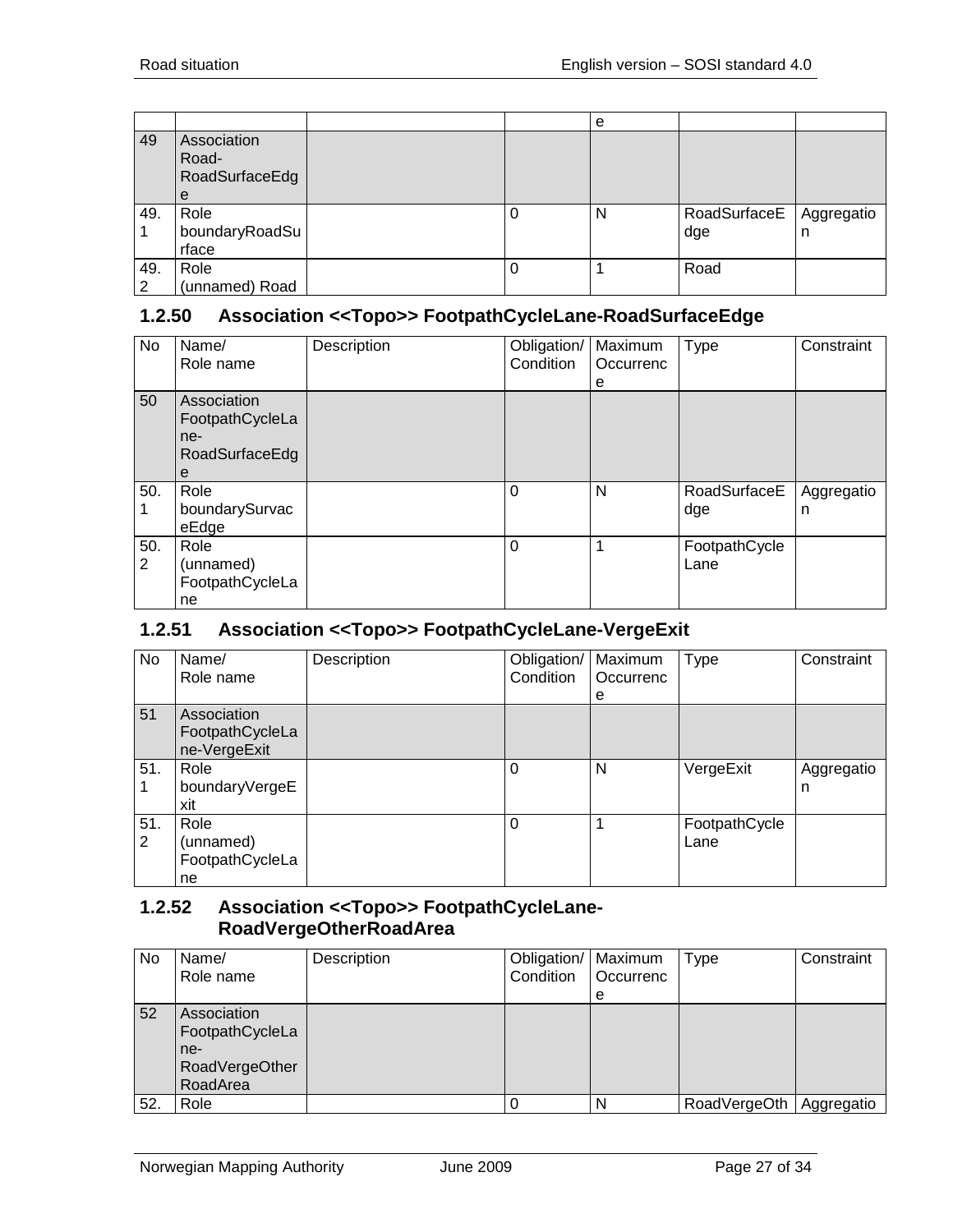| No | Name/ Role name | Description | Obligation/ Condition | Maximum Occurrence | Type | Constraint |
|---|---|---|---|---|---|---|
| 49 | Association Road-RoadSurfaceEdge | | | | | |
| 49.1 | Role boundaryRoadSurface | | 0 | N | RoadSurfaceEdge | Aggregation |
| 49.2 | Role (unnamed) Road | | 0 | 1 | Road | |

### 1.2.50 Association <<Topo>> FootpathCycleLane-RoadSurfaceEdge

| No | Name/ Role name | Description | Obligation/ Condition | Maximum Occurrence | Type | Constraint |
|---|---|---|---|---|---|---|
| 50 | Association FootpathCycleLane-RoadSurfaceEdge | | | | | |
| 50.1 | Role boundarySurvaceEdge | | 0 | N | RoadSurfaceEdge | Aggregation |
| 50.2 | Role (unnamed) FootpathCycleLane | | 0 | 1 | FootpathCycleLane | |

### 1.2.51 Association <<Topo>> FootpathCycleLane-VergeExit

| No | Name/ Role name | Description | Obligation/ Condition | Maximum Occurrence | Type | Constraint |
|---|---|---|---|---|---|---|
| 51 | Association FootpathCycleLane-VergeExit | | | | | |
| 51.1 | Role boundaryVergeExit | | 0 | N | VergeExit | Aggregation |
| 51.2 | Role (unnamed) FootpathCycleLane | | 0 | 1 | FootpathCycleLane | |

### 1.2.52 Association <<Topo>> FootpathCycleLane-RoadVergeOtherRoadArea

| No | Name/ Role name | Description | Obligation/ Condition | Maximum Occurrence | Type | Constraint |
|---|---|---|---|---|---|---|
| 52 | Association FootpathCycleLane-RoadVergeOtherRoadArea | | | | | |
| 52. | Role | | 0 | N | RoadVergeOth | Aggregatio |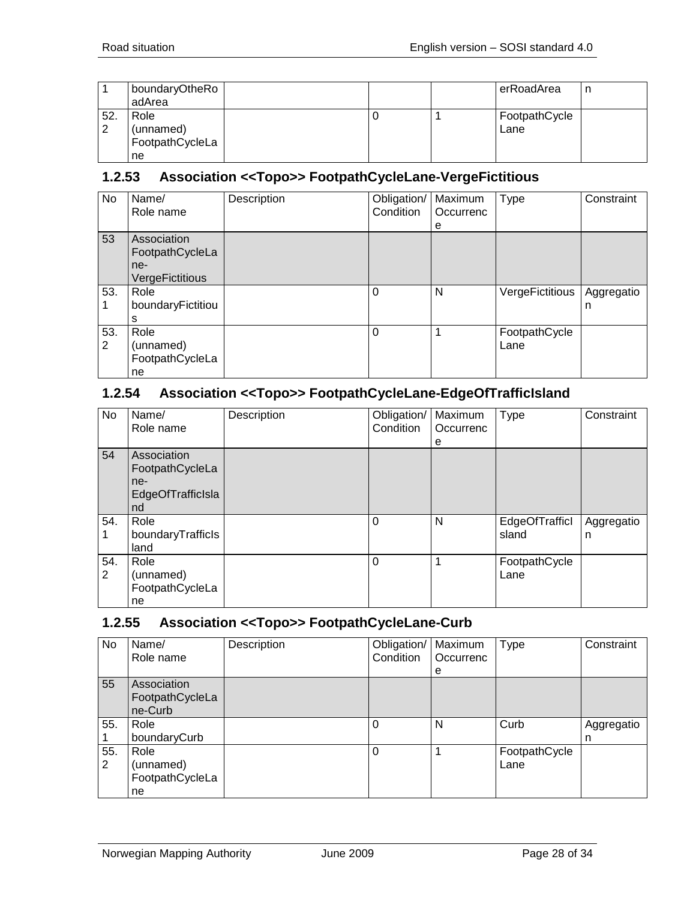| No | Name/ Role name | Description | Obligation/ Condition | Maximum Occurrence | Type | Constraint |
|---|---|---|---|---|---|---|
| 1 | boundaryOtheRoadArea | | | | erRoadArea | n |
| 52.2 | Role (unnamed) FootpathCycleLane | | 0 | 1 | FootpathCycleLane | |

### 1.2.53 Association <<Topo>> FootpathCycleLane-VergeFictitious

| No | Name/ Role name | Description | Obligation/ Condition | Maximum Occurrence | Type | Constraint |
|---|---|---|---|---|---|---|
| 53 | Association FootpathCycleLane-VergeFictitious | | | | | |
| 53.1 | Role boundaryFictitious | | 0 | N | VergeFictitious | Aggregation |
| 53.2 | Role (unnamed) FootpathCycleLane | | 0 | 1 | FootpathCycleLane | |

### 1.2.54 Association <<Topo>> FootpathCycleLane-EdgeOfTrafficIsland

| No | Name/ Role name | Description | Obligation/ Condition | Maximum Occurrence | Type | Constraint |
|---|---|---|---|---|---|---|
| 54 | Association FootpathCycleLane-EdgeOfTrafficIsland | | | | | |
| 54.1 | Role boundaryTrafficIsland | | 0 | N | EdgeOfTrafficIsland | Aggregation |
| 54.2 | Role (unnamed) FootpathCycleLane | | 0 | 1 | FootpathCycleLane | |

### 1.2.55 Association <<Topo>> FootpathCycleLane-Curb

| No | Name/ Role name | Description | Obligation/ Condition | Maximum Occurrence | Type | Constraint |
|---|---|---|---|---|---|---|
| 55 | Association FootpathCycleLane-Curb | | | | | |
| 55.1 | Role boundaryCurb | | 0 | N | Curb | Aggregation |
| 55.2 | Role (unnamed) FootpathCycleLane | | 0 | 1 | FootpathCycleLane | |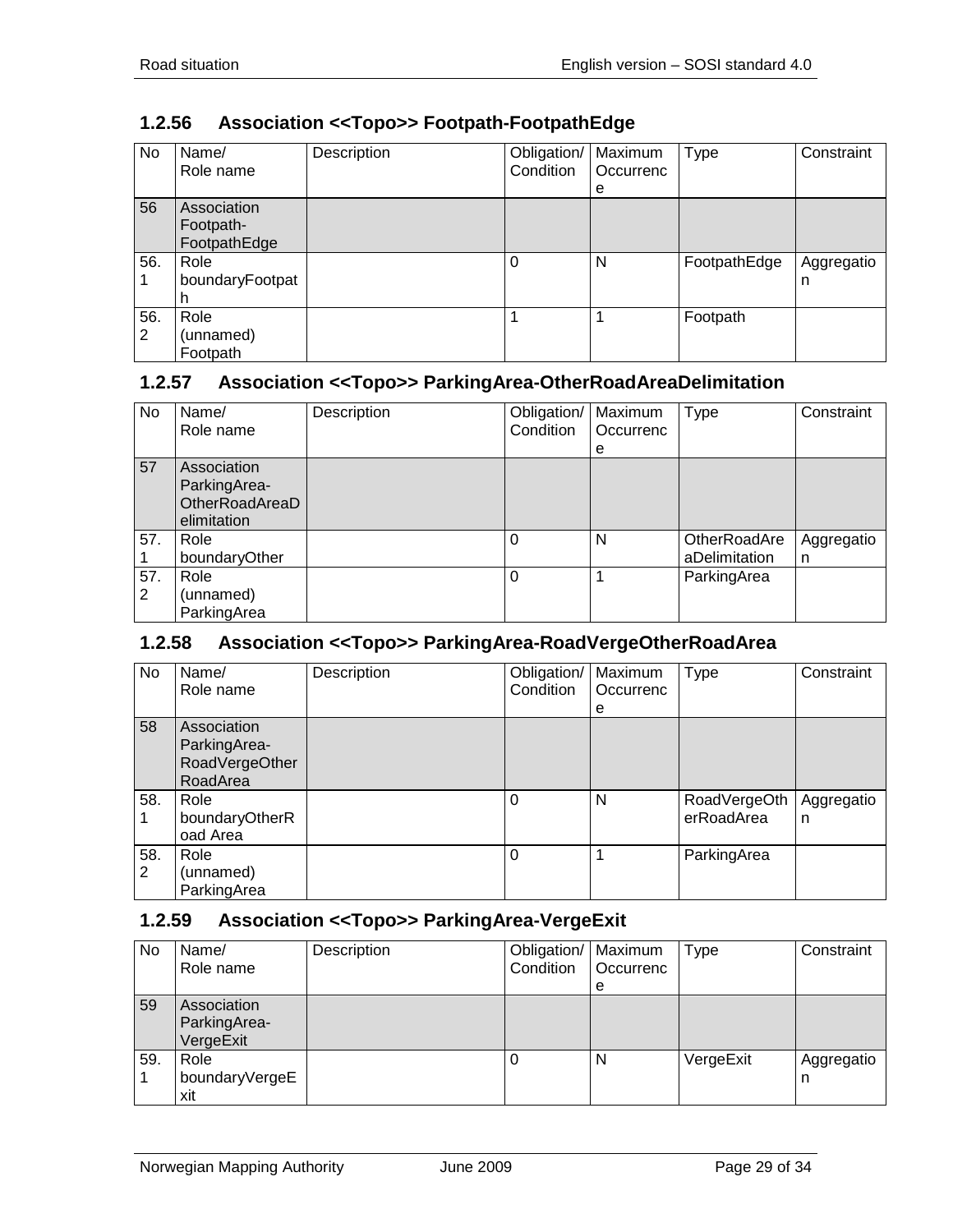### 1.2.56 Association <<Topo>> Footpath-FootpathEdge

| No | Name/ Role name | Description | Obligation/ Condition | Maximum Occurrence | Type | Constraint |
|---|---|---|---|---|---|---|
| 56 | Association Footpath-FootpathEdge | | | | | |
| 56.1 | Role boundaryFootpath | | 0 | N | FootpathEdge | Aggregation |
| 56.2 | Role (unnamed) Footpath | | 1 | 1 | Footpath | |

### 1.2.57 Association <<Topo>> ParkingArea-OtherRoadAreaDelimitation

| No | Name/ Role name | Description | Obligation/ Condition | Maximum Occurrence | Type | Constraint |
|---|---|---|---|---|---|---|
| 57 | Association ParkingArea-OtherRoadAreaDelimitation | | | | | |
| 57.1 | Role boundaryOther | | 0 | N | OtherRoadAreaDelimitation | Aggregation |
| 57.2 | Role (unnamed) ParkingArea | | 0 | 1 | ParkingArea | |

### 1.2.58 Association <<Topo>> ParkingArea-RoadVergeOtherRoadArea

| No | Name/ Role name | Description | Obligation/ Condition | Maximum Occurrence | Type | Constraint |
|---|---|---|---|---|---|---|
| 58 | Association ParkingArea-RoadVergeOtherRoadArea | | | | | |
| 58.1 | Role boundaryOtherRoad Area | | 0 | N | RoadVergeOtherRoadArea | Aggregation |
| 58.2 | Role (unnamed) ParkingArea | | 0 | 1 | ParkingArea | |

### 1.2.59 Association <<Topo>> ParkingArea-VergeExit

| No | Name/ Role name | Description | Obligation/ Condition | Maximum Occurrence | Type | Constraint |
|---|---|---|---|---|---|---|
| 59 | Association ParkingArea-VergeExit | | | | | |
| 59.1 | Role boundaryVergeExit | | 0 | N | VergeExit | Aggregation |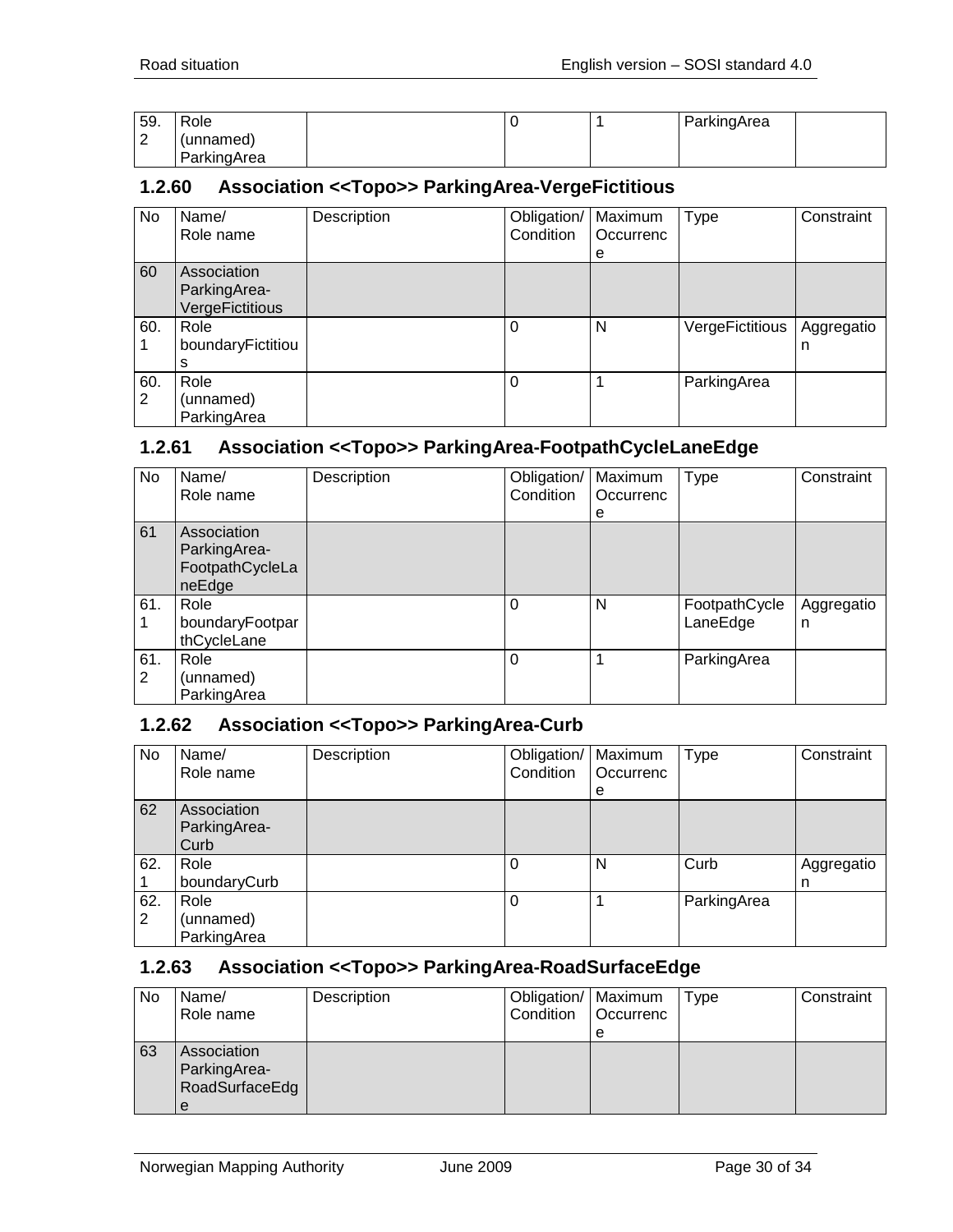| 59.2 | Role (unnamed) ParkingArea | | 0 | 1 | ParkingArea | |
|---|---|---|---|---|---|---|

### 1.2.60 Association <<Topo>> ParkingArea-VergeFictitious

| No | Name/ Role name | Description | Obligation/ Condition | Maximum Occurrence | Type | Constraint |
|---|---|---|---|---|---|---|
| 60 | Association ParkingArea-VergeFictitious | | | | | |
| 60.1 | Role boundaryFictitious | | 0 | N | VergeFictitious | Aggregation |
| 60.2 | Role (unnamed) ParkingArea | | 0 | 1 | ParkingArea | |

### 1.2.61 Association <<Topo>> ParkingArea-FootpathCycleLaneEdge

| No | Name/ Role name | Description | Obligation/ Condition | Maximum Occurrence | Type | Constraint |
|---|---|---|---|---|---|---|
| 61 | Association ParkingArea-FootpathCycleLaneEdge | | | | | |
| 61.1 | Role boundaryFootparthCycleLane | | 0 | N | FootpathCycleLaneEdge | Aggregation |
| 61.2 | Role (unnamed) ParkingArea | | 0 | 1 | ParkingArea | |

### 1.2.62 Association <<Topo>> ParkingArea-Curb

| No | Name/ Role name | Description | Obligation/ Condition | Maximum Occurrence | Type | Constraint |
|---|---|---|---|---|---|---|
| 62 | Association ParkingArea-Curb | | | | | |
| 62.1 | Role boundaryCurb | | 0 | N | Curb | Aggregation |
| 62.2 | Role (unnamed) ParkingArea | | 0 | 1 | ParkingArea | |

### 1.2.63 Association <<Topo>> ParkingArea-RoadSurfaceEdge

| No | Name/ Role name | Description | Obligation/ Condition | Maximum Occurrence | Type | Constraint |
|---|---|---|---|---|---|---|
| 63 | Association ParkingArea-RoadSurfaceEdge | | | | | |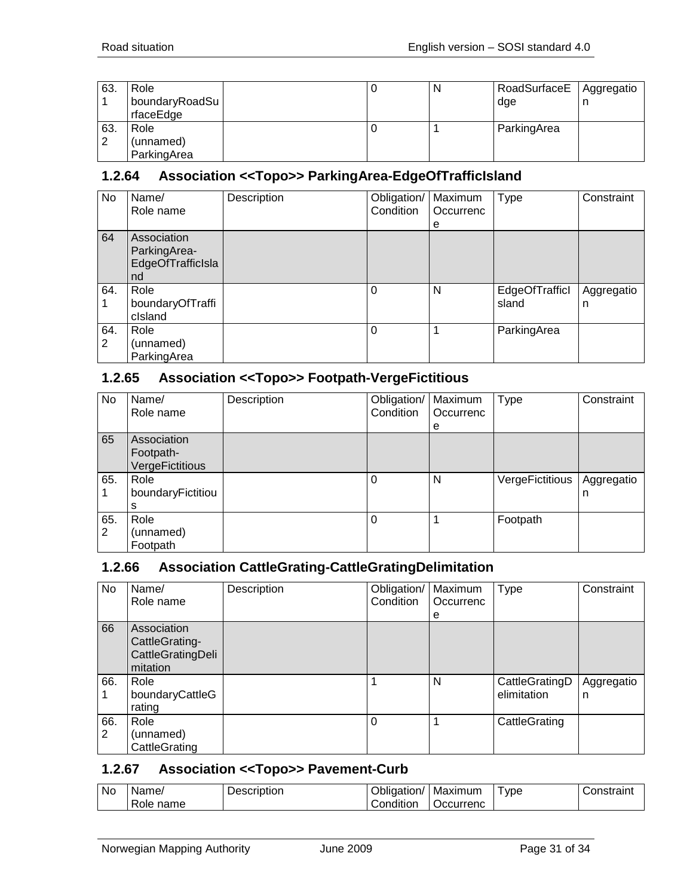| 63.1 | Role boundaryRoadSurfaceEdge | | 0 | N | RoadSurfaceEdge | Aggregation |
|---|---|---|---|---|---|---|
| 63.2 | Role (unnamed) ParkingArea | | 0 | 1 | ParkingArea | |

### 1.2.64 Association <<Topo>> ParkingArea-EdgeOfTrafficIsland

| No | Name/ Role name | Description | Obligation/ Condition | Maximum Occurrence | Type | Constraint |
|---|---|---|---|---|---|---|
| 64 | Association ParkingArea-EdgeOfTrafficIsland | | | | | |
| 64.1 | Role boundaryOfTrafficIsland | | 0 | N | EdgeOfTrafficIsland | Aggregation |
| 64.2 | Role (unnamed) ParkingArea | | 0 | 1 | ParkingArea | |

### 1.2.65 Association <<Topo>> Footpath-VergeFictitious

| No | Name/ Role name | Description | Obligation/ Condition | Maximum Occurrence | Type | Constraint |
|---|---|---|---|---|---|---|
| 65 | Association Footpath-VergeFictitious | | | | | |
| 65.1 | Role boundaryFictitious | | 0 | N | VergeFictitious | Aggregation |
| 65.2 | Role (unnamed) Footpath | | 0 | 1 | Footpath | |

### 1.2.66 Association CattleGrating-CattleGratingDelimitation

| No | Name/ Role name | Description | Obligation/ Condition | Maximum Occurrence | Type | Constraint |
|---|---|---|---|---|---|---|
| 66 | Association CattleGrating-CattleGratingDelimitation | | | | | |
| 66.1 | Role boundaryCattleGrating | | 1 | N | CattleGratingDelimitation | Aggregation |
| 66.2 | Role (unnamed) CattleGrating | | 0 | 1 | CattleGrating | |

### 1.2.67 Association <<Topo>> Pavement-Curb

| No | Name/ Role name | Description | Obligation/ Condition | Maximum Occurrenc | Type | Constraint |
|---|---|---|---|---|---|---|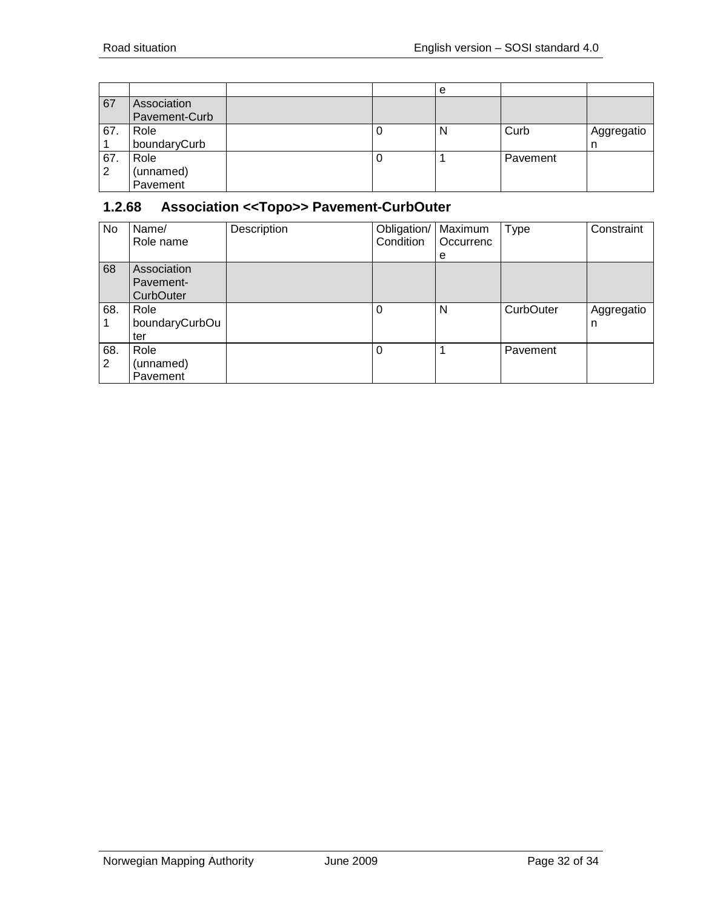| No | Name/ Role name | Description | Obligation/ Condition | Maximum Occurrence | Type | Constraint |
|---|---|---|---|---|---|---|
| 67 | Association Pavement-Curb | | | | | |
| 67.1 | Role boundaryCurb | | 0 | N | Curb | Aggregation |
| 67.2 | Role (unnamed) Pavement | | 0 | 1 | Pavement | |

### 1.2.68 Association <<Topo>> Pavement-CurbOuter

| No | Name/ Role name | Description | Obligation/ Condition | Maximum Occurrence | Type | Constraint |
|---|---|---|---|---|---|---|
| 68 | Association Pavement-CurbOuter | | | | | |
| 68.1 | Role boundaryCurbOuter | | 0 | N | CurbOuter | Aggregation |
| 68.2 | Role (unnamed) Pavement | | 0 | 1 | Pavement | |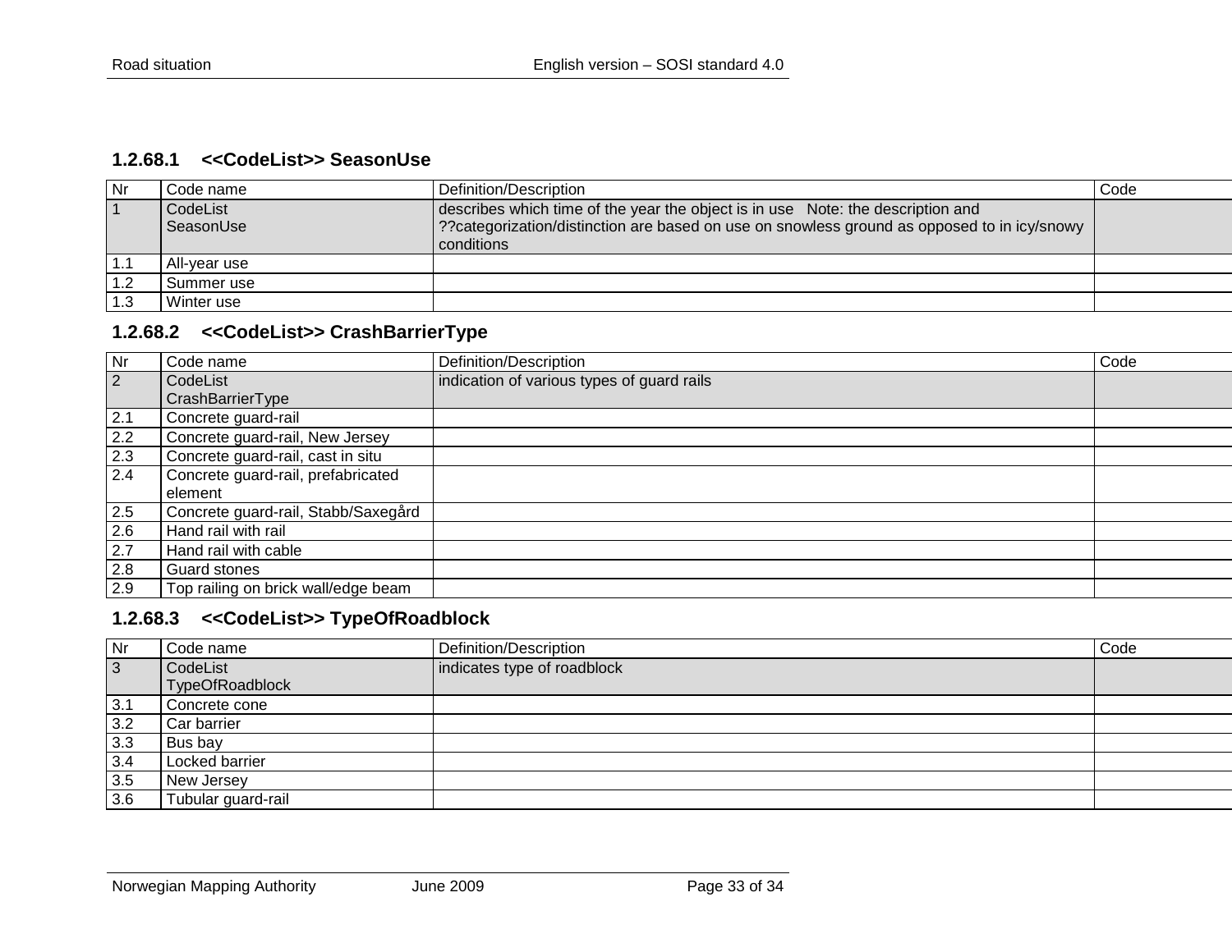### 1.2.68.1 <<CodeList>> SeasonUse

| Nr | Code name | Definition/Description | Code |
|---|---|---|---|
| 1 | CodeList SeasonUse | describes which time of the year the object is in use Note: the description and ??categorization/distinction are based on use on snowless ground as opposed to in icy/snowy conditions | |
| 1.1 | All-year use | | |
| 1.2 | Summer use | | |
| 1.3 | Winter use | | |

### 1.2.68.2 <<CodeList>> CrashBarrierType

| Nr | Code name | Definition/Description | Code |
|---|---|---|---|
| 2 | CodeList CrashBarrierType | indication of various types of guard rails | |
| 2.1 | Concrete guard-rail | | |
| 2.2 | Concrete guard-rail, New Jersey | | |
| 2.3 | Concrete guard-rail, cast in situ | | |
| 2.4 | Concrete guard-rail, prefabricated element | | |
| 2.5 | Concrete guard-rail, Stabb/Saxegård | | |
| 2.6 | Hand rail with rail | | |
| 2.7 | Hand rail with cable | | |
| 2.8 | Guard stones | | |
| 2.9 | Top railing on brick wall/edge beam | | |

### 1.2.68.3 <<CodeList>> TypeOfRoadblock

| Nr | Code name | Definition/Description | Code |
|---|---|---|---|
| 3 | CodeList TypeOfRoadblock | indicates type of roadblock | |
| 3.1 | Concrete cone | | |
| 3.2 | Car barrier | | |
| 3.3 | Bus bay | | |
| 3.4 | Locked barrier | | |
| 3.5 | New Jersey | | |
| 3.6 | Tubular guard-rail | | |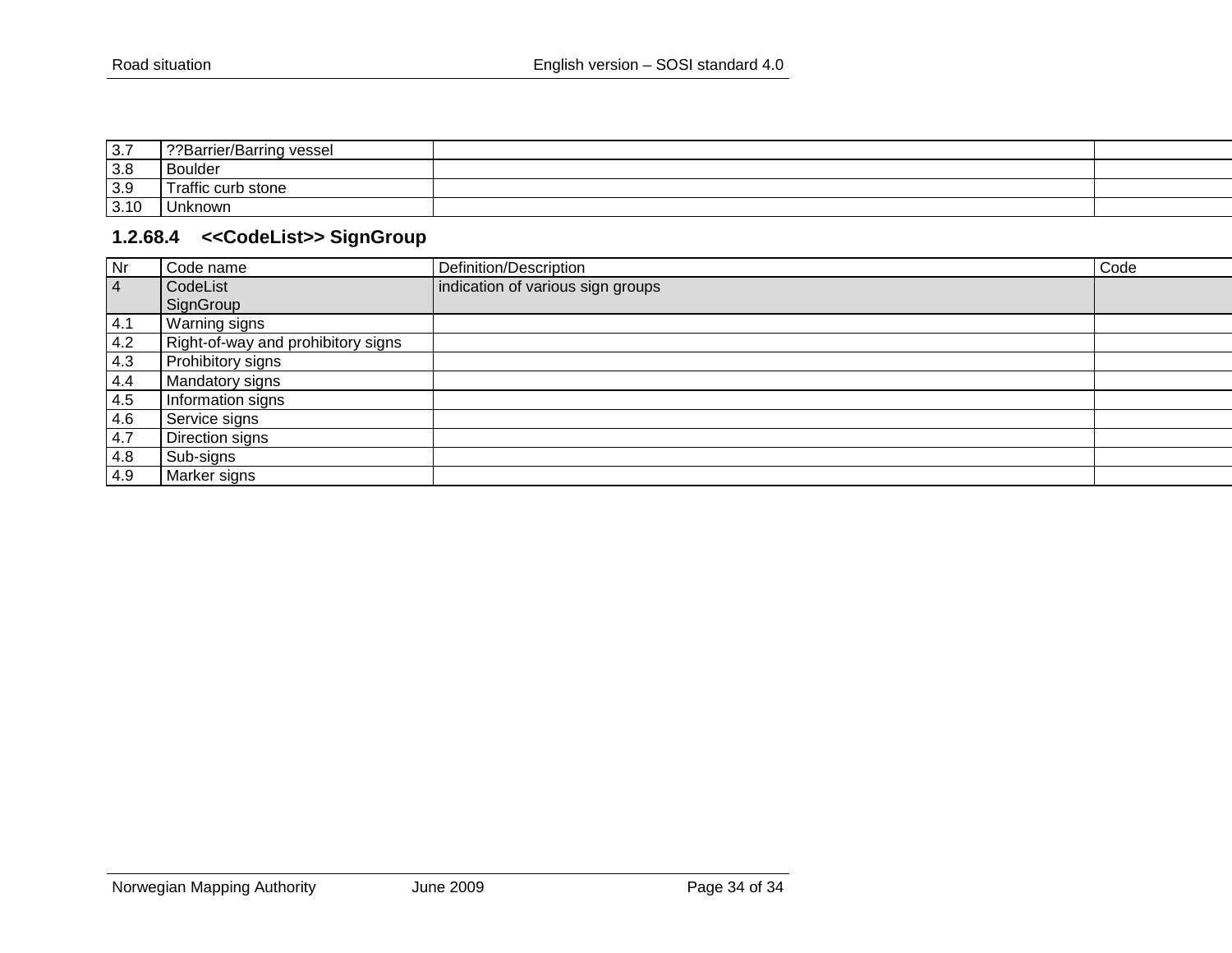| | | | |
|---|---|---|---|
| 3.7 | ??Barrier/Barring vessel | | |
| 3.8 | Boulder | | |
| 3.9 | Traffic curb stone | | |
| 3.10 | Unknown | | |

### 1.2.68.4 <<CodeList>> SignGroup

| Nr | Code name | Definition/Description | Code |
|---|---|---|---|
| 4 | CodeList SignGroup | indication of various sign groups | |
| 4.1 | Warning signs | | |
| 4.2 | Right-of-way and prohibitory signs | | |
| 4.3 | Prohibitory signs | | |
| 4.4 | Mandatory signs | | |
| 4.5 | Information signs | | |
| 4.6 | Service signs | | |
| 4.7 | Direction signs | | |
| 4.8 | Sub-signs | | |
| 4.9 | Marker signs | | |